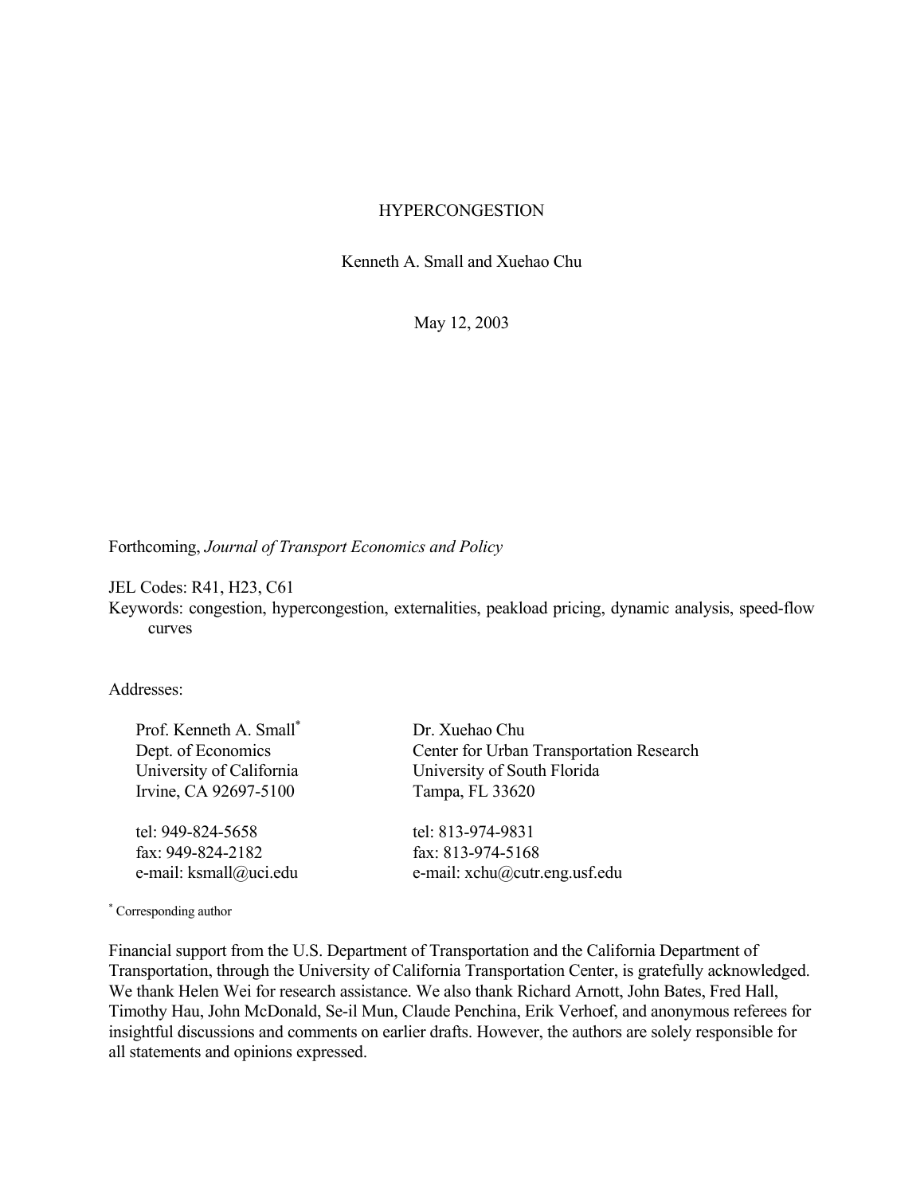# HYPERCONGESTION

Kenneth A. Small and Xuehao Chu

May 12, 2003

Forthcoming, *Journal of Transport Economics and Policy*

JEL Codes: R41, H23, C61

Keywords: congestion, hypercongestion, externalities, peakload pricing, dynamic analysis, speed-flow curves

Addresses:

| | |
|---|---|
| Prof. Kenneth A. Small* | Dr. Xuehao Chu |
| Dept. of Economics | Center for Urban Transportation Research |
| University of California | University of South Florida |
| Irvine, CA 92697-5100 | Tampa, FL 33620 |
| tel: 949-824-5658 | tel: 813-974-9831 |
| fax: 949-824-2182 | fax: 813-974-5168 |
| e-mail: ksmall@uci.edu | e-mail: xchu@cutr.eng.usf.edu |

\* Corresponding author

Financial support from the U.S. Department of Transportation and the California Department of Transportation, through the University of California Transportation Center, is gratefully acknowledged. We thank Helen Wei for research assistance. We also thank Richard Arnott, John Bates, Fred Hall, Timothy Hau, John McDonald, Se-il Mun, Claude Penchina, Erik Verhoef, and anonymous referees for insightful discussions and comments on earlier drafts. However, the authors are solely responsible for all statements and opinions expressed.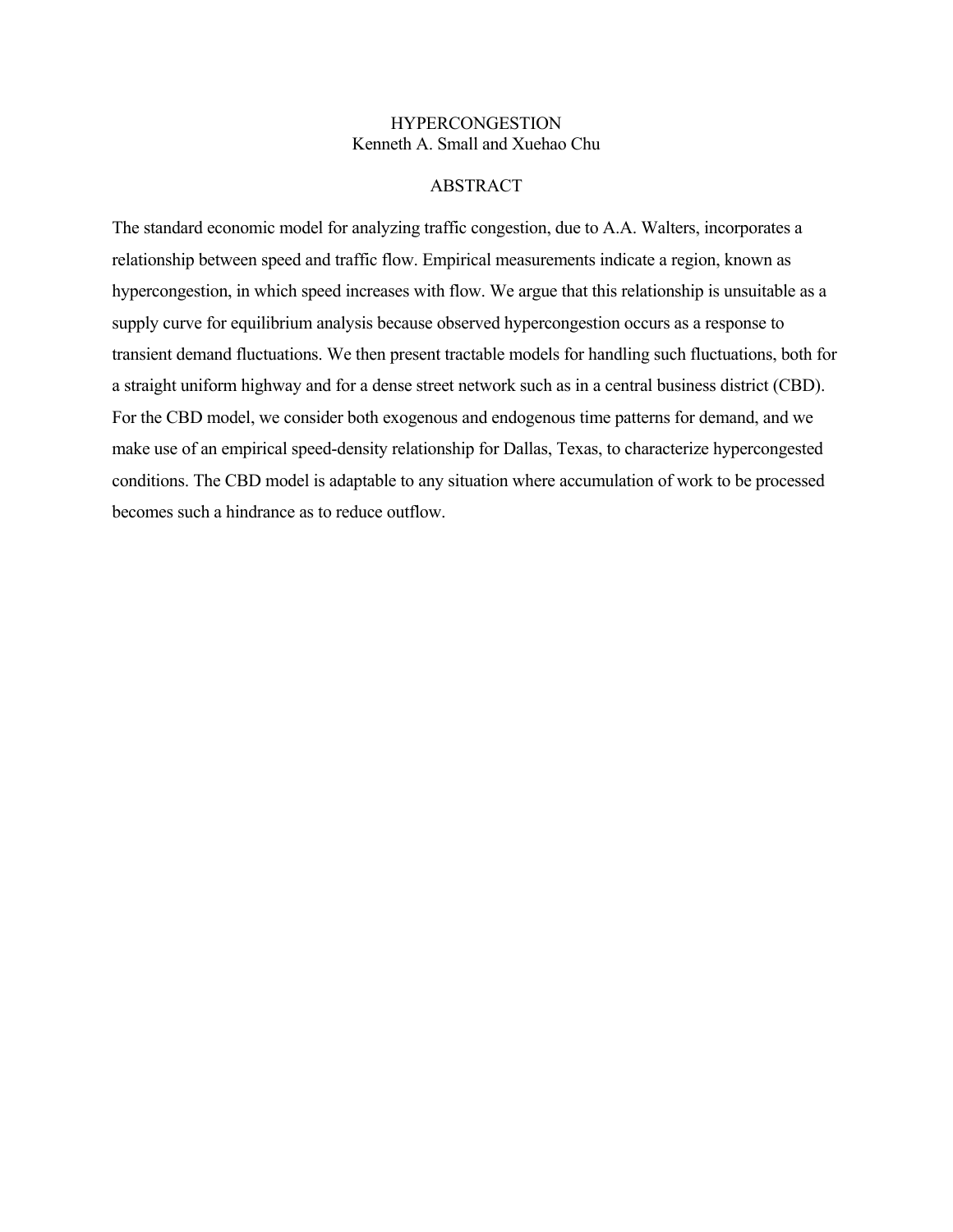# HYPERCONGESTION

Kenneth A. Small and Xuehao Chu

## ABSTRACT

The standard economic model for analyzing traffic congestion, due to A.A. Walters, incorporates a relationship between speed and traffic flow. Empirical measurements indicate a region, known as hypercongestion, in which speed increases with flow. We argue that this relationship is unsuitable as a supply curve for equilibrium analysis because observed hypercongestion occurs as a response to transient demand fluctuations. We then present tractable models for handling such fluctuations, both for a straight uniform highway and for a dense street network such as in a central business district (CBD). For the CBD model, we consider both exogenous and endogenous time patterns for demand, and we make use of an empirical speed-density relationship for Dallas, Texas, to characterize hypercongested conditions. The CBD model is adaptable to any situation where accumulation of work to be processed becomes such a hindrance as to reduce outflow.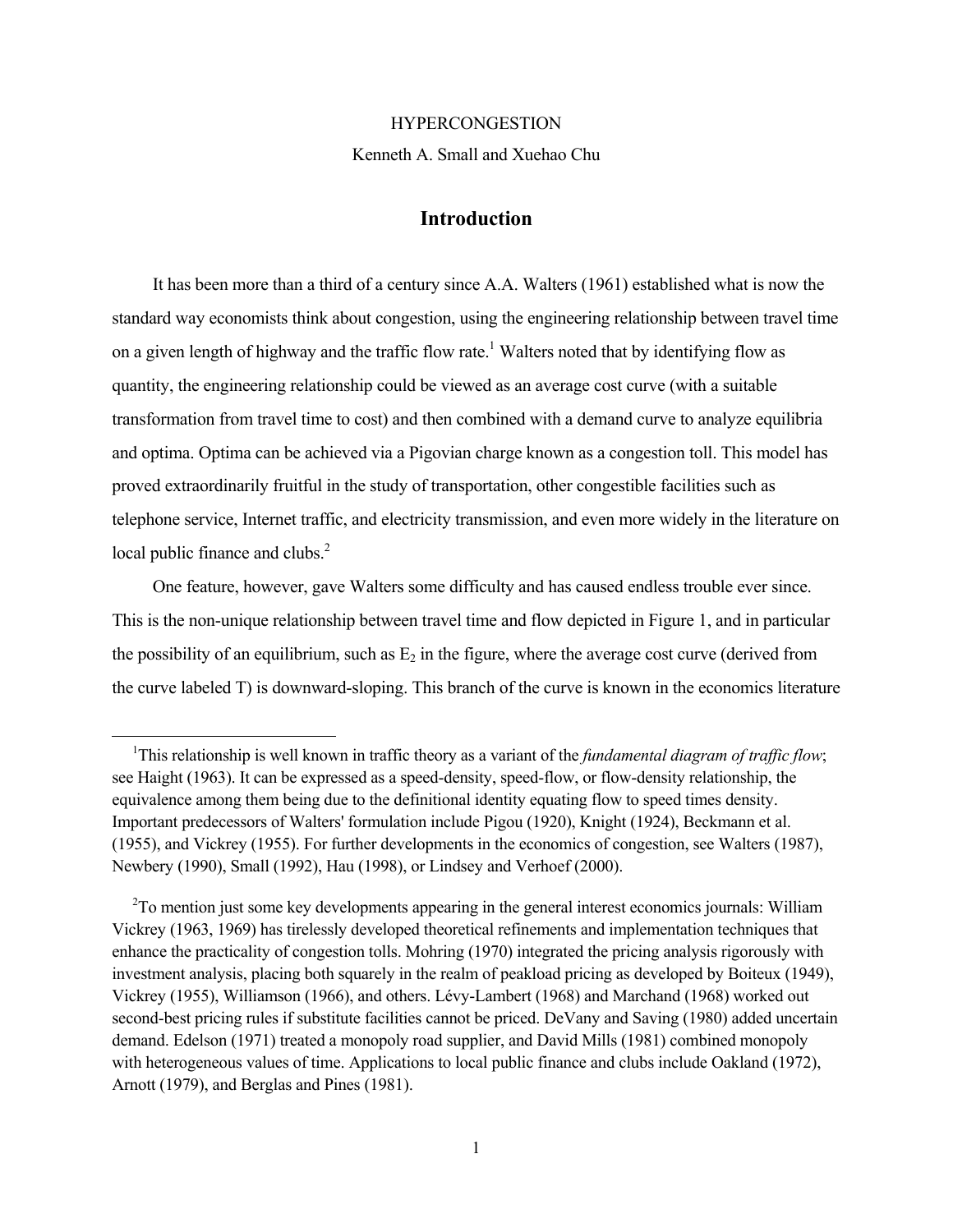HYPERCONGESTION

Kenneth A. Small and Xuehao Chu

## Introduction

It has been more than a third of a century since A.A. Walters (1961) established what is now the standard way economists think about congestion, using the engineering relationship between travel time on a given length of highway and the traffic flow rate.[1] Walters noted that by identifying flow as quantity, the engineering relationship could be viewed as an average cost curve (with a suitable transformation from travel time to cost) and then combined with a demand curve to analyze equilibria and optima. Optima can be achieved via a Pigovian charge known as a congestion toll. This model has proved extraordinarily fruitful in the study of transportation, other congestible facilities such as telephone service, Internet traffic, and electricity transmission, and even more widely in the literature on local public finance and clubs.[2]

One feature, however, gave Walters some difficulty and has caused endless trouble ever since. This is the non-unique relationship between travel time and flow depicted in Figure 1, and in particular the possibility of an equilibrium, such as $E_2$ in the figure, where the average cost curve (derived from the curve labeled T) is downward-sloping. This branch of the curve is known in the economics literature

---

[1]This relationship is well known in traffic theory as a variant of the *fundamental diagram of traffic flow*; see Haight (1963). It can be expressed as a speed-density, speed-flow, or flow-density relationship, the equivalence among them being due to the definitional identity equating flow to speed times density. Important predecessors of Walters' formulation include Pigou (1920), Knight (1924), Beckmann et al. (1955), and Vickrey (1955). For further developments in the economics of congestion, see Walters (1987), Newbery (1990), Small (1992), Hau (1998), or Lindsey and Verhoef (2000).

[2]To mention just some key developments appearing in the general interest economics journals: William Vickrey (1963, 1969) has tirelessly developed theoretical refinements and implementation techniques that enhance the practicality of congestion tolls. Mohring (1970) integrated the pricing analysis rigorously with investment analysis, placing both squarely in the realm of peakload pricing as developed by Boiteux (1949), Vickrey (1955), Williamson (1966), and others. Lévy-Lambert (1968) and Marchand (1968) worked out second-best pricing rules if substitute facilities cannot be priced. DeVany and Saving (1980) added uncertain demand. Edelson (1971) treated a monopoly road supplier, and David Mills (1981) combined monopoly with heterogeneous values of time. Applications to local public finance and clubs include Oakland (1972), Arnott (1979), and Berglas and Pines (1981).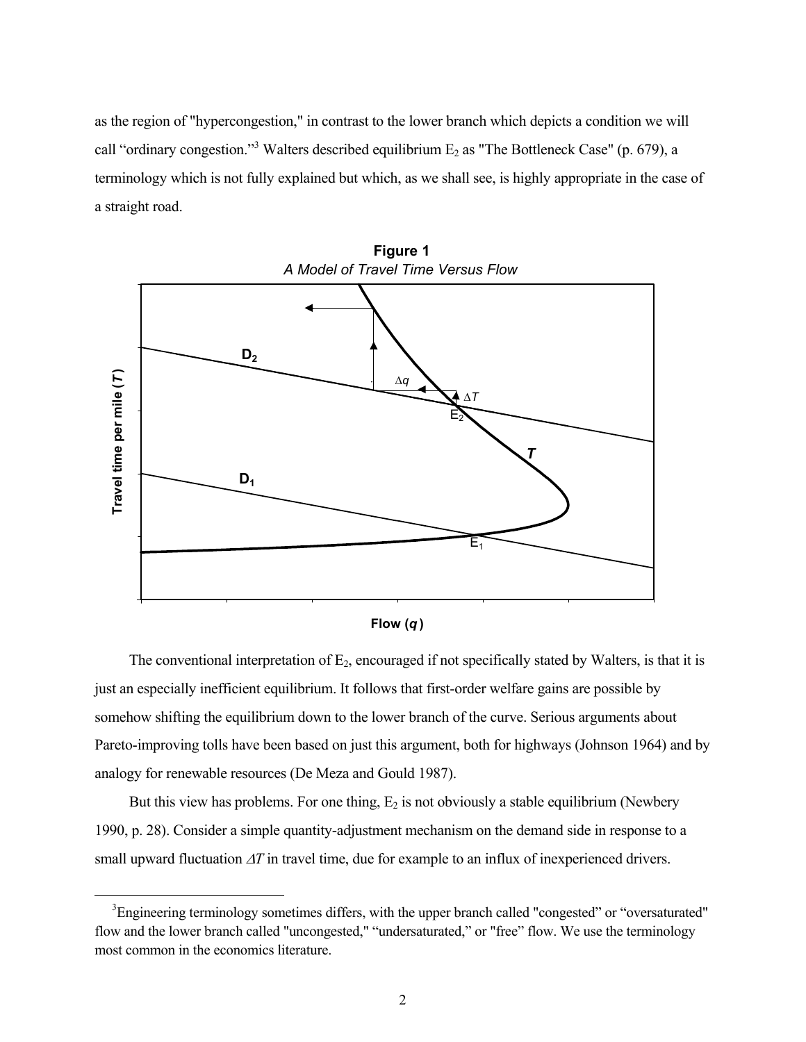as the region of "hypercongestion," in contrast to the lower branch which depicts a condition we will call "ordinary congestion."[3] Walters described equilibrium $E_2$ as "The Bottleneck Case" (p. 679), a terminology which is not fully explained but which, as we shall see, is highly appropriate in the case of a straight road.

**Figure 1**
*A Model of Travel Time Versus Flow*

The conventional interpretation of $E_2$, encouraged if not specifically stated by Walters, is that it is just an especially inefficient equilibrium. It follows that first-order welfare gains are possible by somehow shifting the equilibrium down to the lower branch of the curve. Serious arguments about Pareto-improving tolls have been based on just this argument, both for highways (Johnson 1964) and by analogy for renewable resources (De Meza and Gould 1987).

But this view has problems. For one thing, $E_2$ is not obviously a stable equilibrium (Newbery 1990, p. 28). Consider a simple quantity-adjustment mechanism on the demand side in response to a small upward fluctuation $\Delta T$ in travel time, due for example to an influx of inexperienced drivers.

[3] Engineering terminology sometimes differs, with the upper branch called "congested" or "oversaturated" flow and the lower branch called "uncongested," "undersaturated," or "free" flow. We use the terminology most common in the economics literature.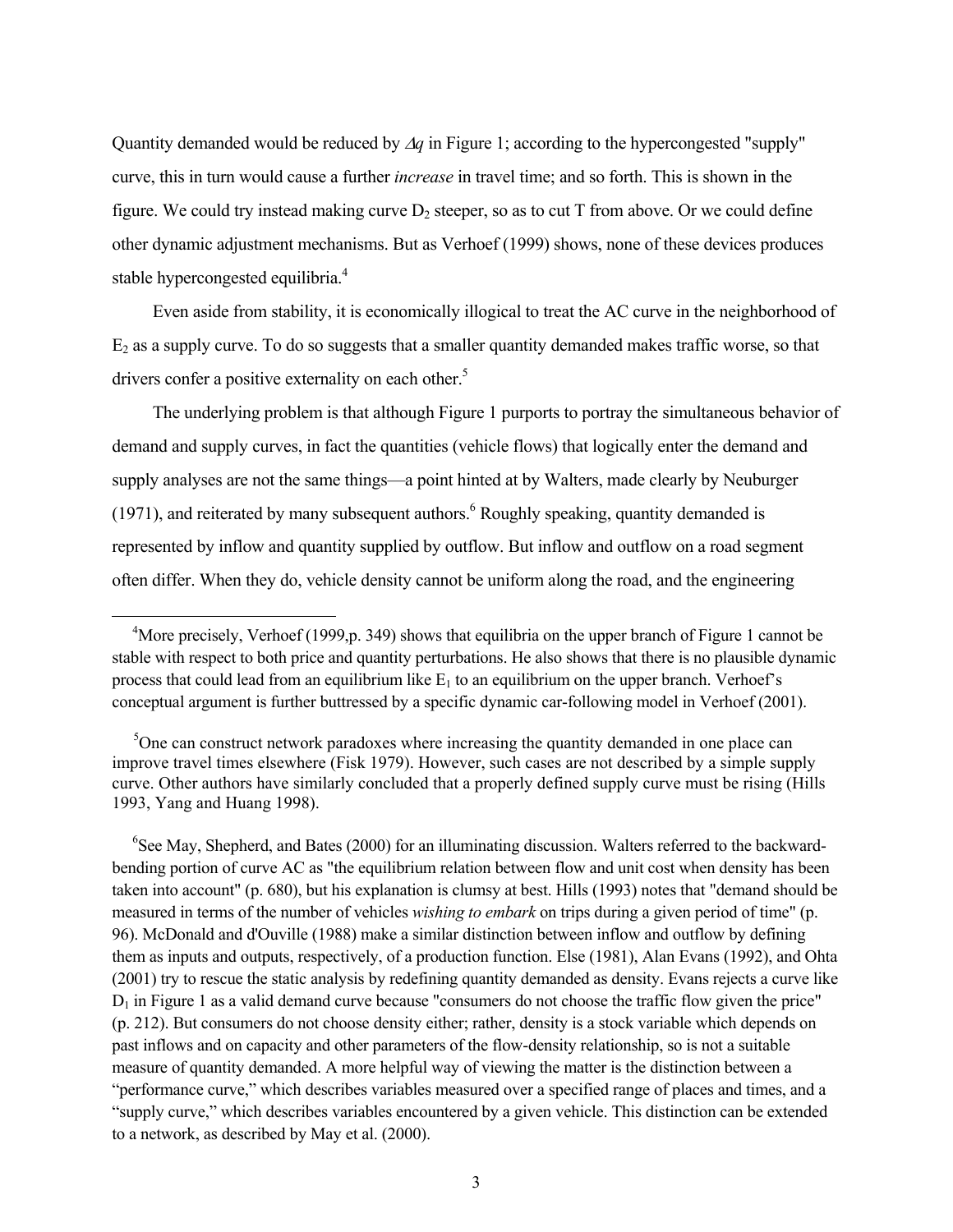Quantity demanded would be reduced by $\Delta q$ in Figure 1; according to the hypercongested "supply" curve, this in turn would cause a further *increase* in travel time; and so forth. This is shown in the figure. We could try instead making curve $D_2$ steeper, so as to cut T from above. Or we could define other dynamic adjustment mechanisms. But as Verhoef (1999) shows, none of these devices produces stable hypercongested equilibria.[4]

Even aside from stability, it is economically illogical to treat the AC curve in the neighborhood of $E_2$ as a supply curve. To do so suggests that a smaller quantity demanded makes traffic worse, so that drivers confer a positive externality on each other.[5]

The underlying problem is that although Figure 1 purports to portray the simultaneous behavior of demand and supply curves, in fact the quantities (vehicle flows) that logically enter the demand and supply analyses are not the same things—a point hinted at by Walters, made clearly by Neuburger (1971), and reiterated by many subsequent authors.[6] Roughly speaking, quantity demanded is represented by inflow and quantity supplied by outflow. But inflow and outflow on a road segment often differ. When they do, vehicle density cannot be uniform along the road, and the engineering

[4]More precisely, Verhoef (1999,p. 349) shows that equilibria on the upper branch of Figure 1 cannot be stable with respect to both price and quantity perturbations. He also shows that there is no plausible dynamic process that could lead from an equilibrium like $E_1$ to an equilibrium on the upper branch. Verhoef's conceptual argument is further buttressed by a specific dynamic car-following model in Verhoef (2001).

[5]One can construct network paradoxes where increasing the quantity demanded in one place can improve travel times elsewhere (Fisk 1979). However, such cases are not described by a simple supply curve. Other authors have similarly concluded that a properly defined supply curve must be rising (Hills 1993, Yang and Huang 1998).

[6]See May, Shepherd, and Bates (2000) for an illuminating discussion. Walters referred to the backward-bending portion of curve AC as "the equilibrium relation between flow and unit cost when density has been taken into account" (p. 680), but his explanation is clumsy at best. Hills (1993) notes that "demand should be measured in terms of the number of vehicles *wishing to embark* on trips during a given period of time" (p. 96). McDonald and d'Ouville (1988) make a similar distinction between inflow and outflow by defining them as inputs and outputs, respectively, of a production function. Else (1981), Alan Evans (1992), and Ohta (2001) try to rescue the static analysis by redefining quantity demanded as density. Evans rejects a curve like $D_1$ in Figure 1 as a valid demand curve because "consumers do not choose the traffic flow given the price" (p. 212). But consumers do not choose density either; rather, density is a stock variable which depends on past inflows and on capacity and other parameters of the flow-density relationship, so is not a suitable measure of quantity demanded. A more helpful way of viewing the matter is the distinction between a "performance curve," which describes variables measured over a specified range of places and times, and a "supply curve," which describes variables encountered by a given vehicle. This distinction can be extended to a network, as described by May et al. (2000).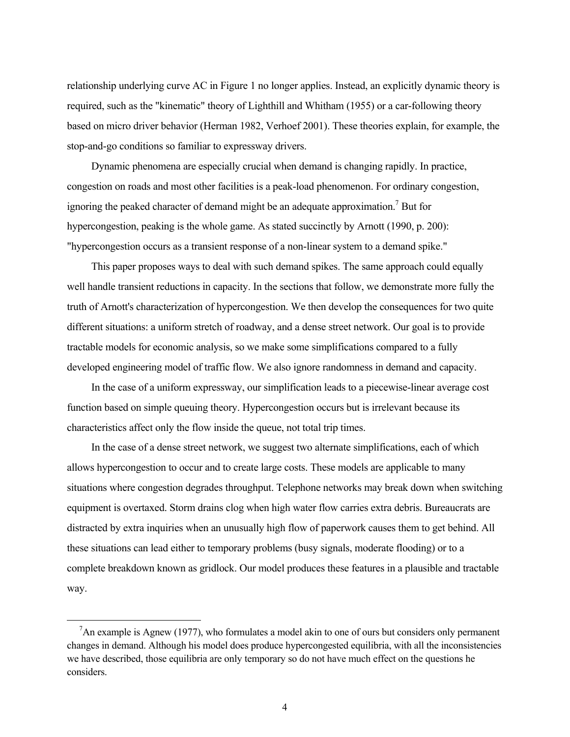relationship underlying curve AC in Figure 1 no longer applies. Instead, an explicitly dynamic theory is required, such as the "kinematic" theory of Lighthill and Whitham (1955) or a car-following theory based on micro driver behavior (Herman 1982, Verhoef 2001). These theories explain, for example, the stop-and-go conditions so familiar to expressway drivers.

Dynamic phenomena are especially crucial when demand is changing rapidly. In practice, congestion on roads and most other facilities is a peak-load phenomenon. For ordinary congestion, ignoring the peaked character of demand might be an adequate approximation.[7] But for hypercongestion, peaking is the whole game. As stated succinctly by Arnott (1990, p. 200): "hypercongestion occurs as a transient response of a non-linear system to a demand spike."

This paper proposes ways to deal with such demand spikes. The same approach could equally well handle transient reductions in capacity. In the sections that follow, we demonstrate more fully the truth of Arnott's characterization of hypercongestion. We then develop the consequences for two quite different situations: a uniform stretch of roadway, and a dense street network. Our goal is to provide tractable models for economic analysis, so we make some simplifications compared to a fully developed engineering model of traffic flow. We also ignore randomness in demand and capacity.

In the case of a uniform expressway, our simplification leads to a piecewise-linear average cost function based on simple queuing theory. Hypercongestion occurs but is irrelevant because its characteristics affect only the flow inside the queue, not total trip times.

In the case of a dense street network, we suggest two alternate simplifications, each of which allows hypercongestion to occur and to create large costs. These models are applicable to many situations where congestion degrades throughput. Telephone networks may break down when switching equipment is overtaxed. Storm drains clog when high water flow carries extra debris. Bureaucrats are distracted by extra inquiries when an unusually high flow of paperwork causes them to get behind. All these situations can lead either to temporary problems (busy signals, moderate flooding) or to a complete breakdown known as gridlock. Our model produces these features in a plausible and tractable way.

[7] An example is Agnew (1977), who formulates a model akin to one of ours but considers only permanent changes in demand. Although his model does produce hypercongested equilibria, with all the inconsistencies we have described, those equilibria are only temporary so do not have much effect on the questions he considers.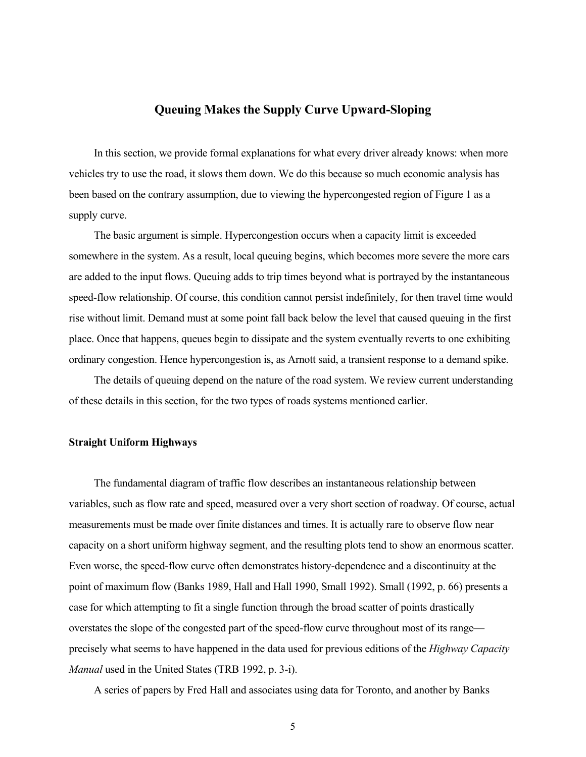## Queuing Makes the Supply Curve Upward-Sloping

In this section, we provide formal explanations for what every driver already knows: when more vehicles try to use the road, it slows them down. We do this because so much economic analysis has been based on the contrary assumption, due to viewing the hypercongested region of Figure 1 as a supply curve.

The basic argument is simple. Hypercongestion occurs when a capacity limit is exceeded somewhere in the system. As a result, local queuing begins, which becomes more severe the more cars are added to the input flows. Queuing adds to trip times beyond what is portrayed by the instantaneous speed-flow relationship. Of course, this condition cannot persist indefinitely, for then travel time would rise without limit. Demand must at some point fall back below the level that caused queuing in the first place. Once that happens, queues begin to dissipate and the system eventually reverts to one exhibiting ordinary congestion. Hence hypercongestion is, as Arnott said, a transient response to a demand spike.

The details of queuing depend on the nature of the road system. We review current understanding of these details in this section, for the two types of roads systems mentioned earlier.

### Straight Uniform Highways

The fundamental diagram of traffic flow describes an instantaneous relationship between variables, such as flow rate and speed, measured over a very short section of roadway. Of course, actual measurements must be made over finite distances and times. It is actually rare to observe flow near capacity on a short uniform highway segment, and the resulting plots tend to show an enormous scatter. Even worse, the speed-flow curve often demonstrates history-dependence and a discontinuity at the point of maximum flow (Banks 1989, Hall and Hall 1990, Small 1992). Small (1992, p. 66) presents a case for which attempting to fit a single function through the broad scatter of points drastically overstates the slope of the congested part of the speed-flow curve throughout most of its range—precisely what seems to have happened in the data used for previous editions of the *Highway Capacity Manual* used in the United States (TRB 1992, p. 3-i).

A series of papers by Fred Hall and associates using data for Toronto, and another by Banks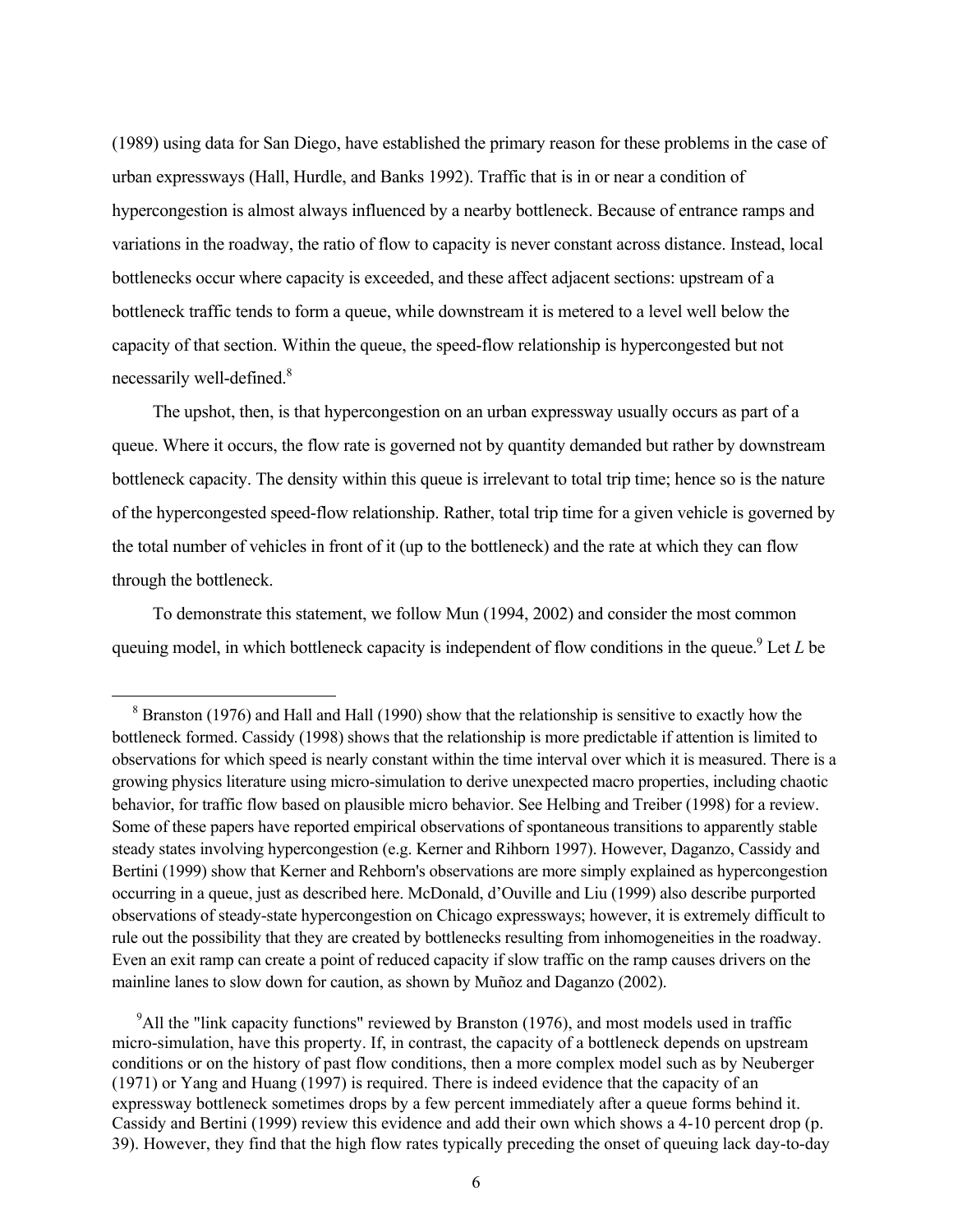(1989) using data for San Diego, have established the primary reason for these problems in the case of urban expressways (Hall, Hurdle, and Banks 1992). Traffic that is in or near a condition of hypercongestion is almost always influenced by a nearby bottleneck. Because of entrance ramps and variations in the roadway, the ratio of flow to capacity is never constant across distance. Instead, local bottlenecks occur where capacity is exceeded, and these affect adjacent sections: upstream of a bottleneck traffic tends to form a queue, while downstream it is metered to a level well below the capacity of that section. Within the queue, the speed-flow relationship is hypercongested but not necessarily well-defined.[8]

The upshot, then, is that hypercongestion on an urban expressway usually occurs as part of a queue. Where it occurs, the flow rate is governed not by quantity demanded but rather by downstream bottleneck capacity. The density within this queue is irrelevant to total trip time; hence so is the nature of the hypercongested speed-flow relationship. Rather, total trip time for a given vehicle is governed by the total number of vehicles in front of it (up to the bottleneck) and the rate at which they can flow through the bottleneck.

To demonstrate this statement, we follow Mun (1994, 2002) and consider the most common queuing model, in which bottleneck capacity is independent of flow conditions in the queue.[9] Let $L$ be

---

[8] Branston (1976) and Hall and Hall (1990) show that the relationship is sensitive to exactly how the bottleneck formed. Cassidy (1998) shows that the relationship is more predictable if attention is limited to observations for which speed is nearly constant within the time interval over which it is measured. There is a growing physics literature using micro-simulation to derive unexpected macro properties, including chaotic behavior, for traffic flow based on plausible micro behavior. See Helbing and Treiber (1998) for a review. Some of these papers have reported empirical observations of spontaneous transitions to apparently stable steady states involving hypercongestion (e.g. Kerner and Rihborn 1997). However, Daganzo, Cassidy and Bertini (1999) show that Kerner and Rehborn's observations are more simply explained as hypercongestion occurring in a queue, just as described here. McDonald, d'Ouville and Liu (1999) also describe purported observations of steady-state hypercongestion on Chicago expressways; however, it is extremely difficult to rule out the possibility that they are created by bottlenecks resulting from inhomogeneities in the roadway. Even an exit ramp can create a point of reduced capacity if slow traffic on the ramp causes drivers on the mainline lanes to slow down for caution, as shown by Muñoz and Daganzo (2002).

[9] All the "link capacity functions" reviewed by Branston (1976), and most models used in traffic micro-simulation, have this property. If, in contrast, the capacity of a bottleneck depends on upstream conditions or on the history of past flow conditions, then a more complex model such as by Neuberger (1971) or Yang and Huang (1997) is required. There is indeed evidence that the capacity of an expressway bottleneck sometimes drops by a few percent immediately after a queue forms behind it. Cassidy and Bertini (1999) review this evidence and add their own which shows a 4-10 percent drop (p. 39). However, they find that the high flow rates typically preceding the onset of queuing lack day-to-day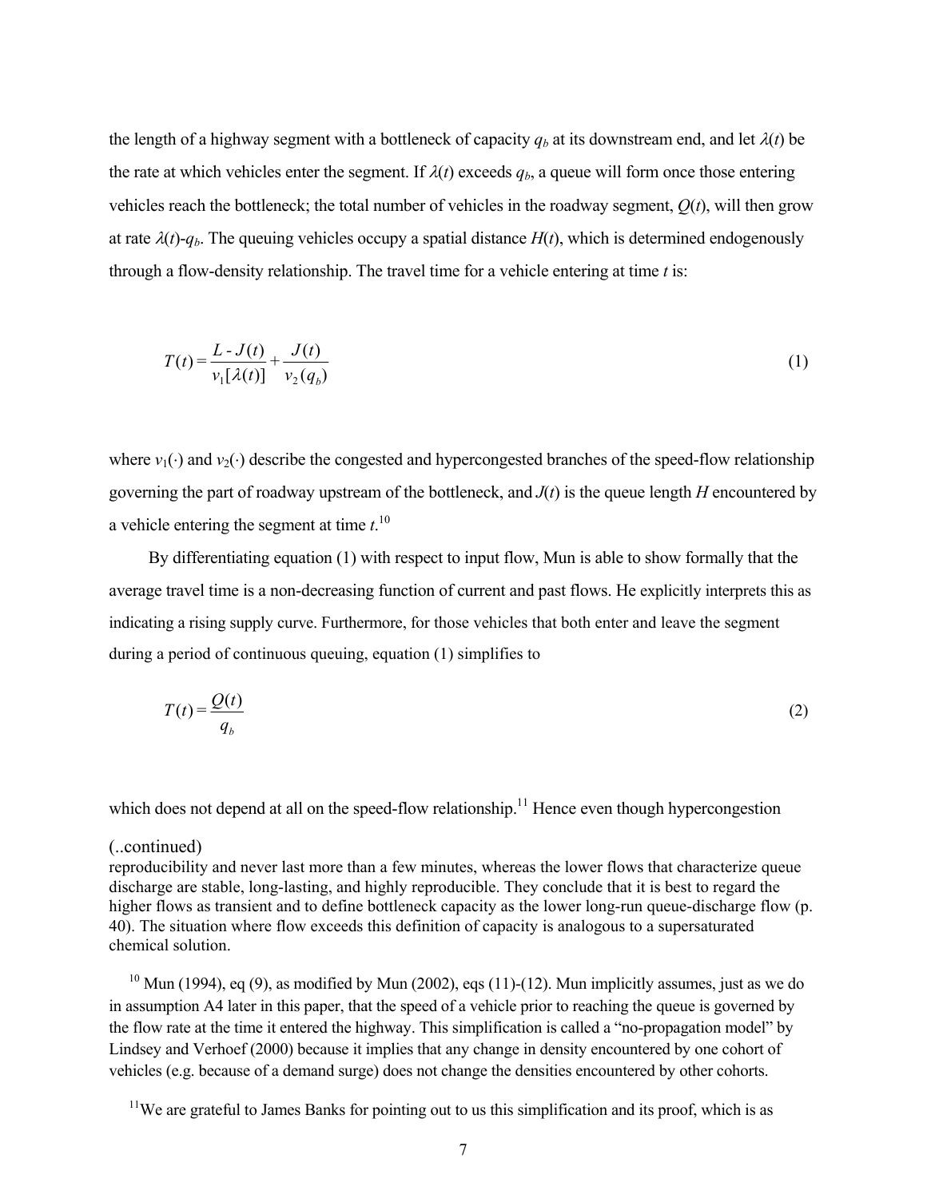the length of a highway segment with a bottleneck of capacity $q_b$ at its downstream end, and let $\lambda(t)$ be the rate at which vehicles enter the segment. If $\lambda(t)$ exceeds $q_b$, a queue will form once those entering vehicles reach the bottleneck; the total number of vehicles in the roadway segment, $Q(t)$, will then grow at rate $\lambda(t)$-$q_b$. The queuing vehicles occupy a spatial distance $H(t)$, which is determined endogenously through a flow-density relationship. The travel time for a vehicle entering at time $t$ is:

$$T(t) = \frac{L - J(t)}{v_1[\lambda(t)]} + \frac{J(t)}{v_2(q_b)} \tag{1}$$

where $v_1(\cdot)$ and $v_2(\cdot)$ describe the congested and hypercongested branches of the speed-flow relationship governing the part of roadway upstream of the bottleneck, and $J(t)$ is the queue length $H$ encountered by a vehicle entering the segment at time $t$.[10]

By differentiating equation (1) with respect to input flow, Mun is able to show formally that the average travel time is a non-decreasing function of current and past flows. He explicitly interprets this as indicating a rising supply curve. Furthermore, for those vehicles that both enter and leave the segment during a period of continuous queuing, equation (1) simplifies to

$$T(t) = \frac{Q(t)}{q_b} \tag{2}$$

which does not depend at all on the speed-flow relationship.[11] Hence even though hypercongestion

(..continued)
reproducibility and never last more than a few minutes, whereas the lower flows that characterize queue discharge are stable, long-lasting, and highly reproducible. They conclude that it is best to regard the higher flows as transient and to define bottleneck capacity as the lower long-run queue-discharge flow (p. 40). The situation where flow exceeds this definition of capacity is analogous to a supersaturated chemical solution.

[10] Mun (1994), eq (9), as modified by Mun (2002), eqs (11)-(12). Mun implicitly assumes, just as we do in assumption A4 later in this paper, that the speed of a vehicle prior to reaching the queue is governed by the flow rate at the time it entered the highway. This simplification is called a "no-propagation model" by Lindsey and Verhoef (2000) because it implies that any change in density encountered by one cohort of vehicles (e.g. because of a demand surge) does not change the densities encountered by other cohorts.

[11] We are grateful to James Banks for pointing out to us this simplification and its proof, which is as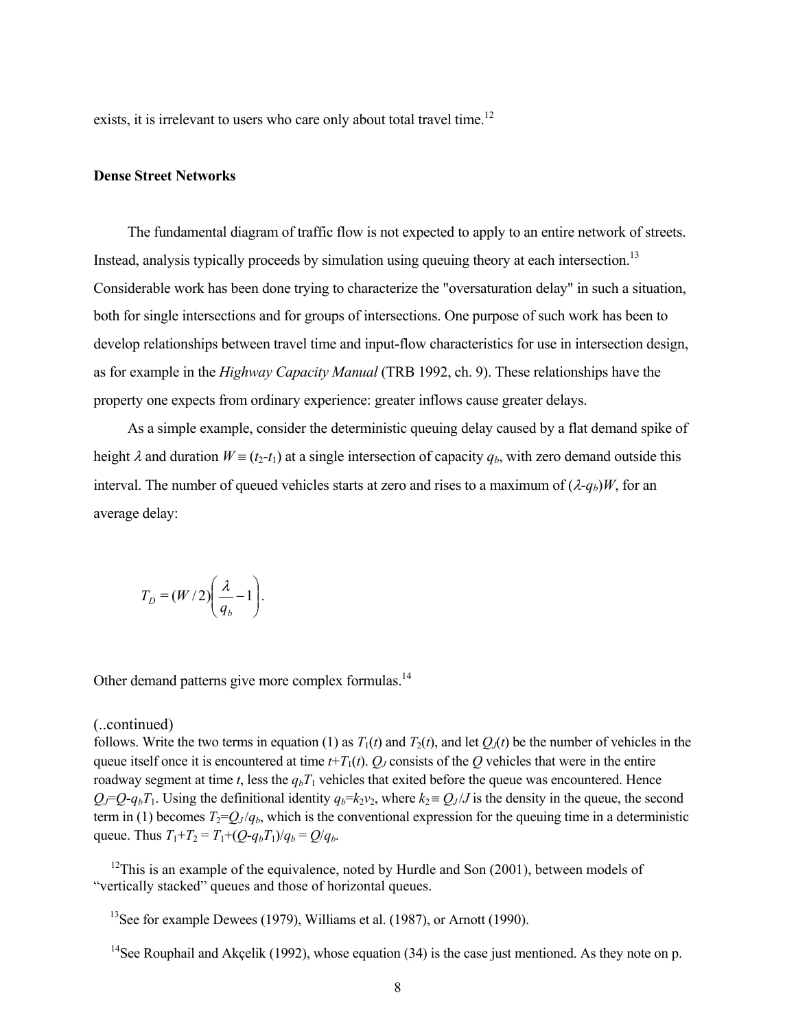exists, it is irrelevant to users who care only about total travel time.[12]

**Dense Street Networks**

The fundamental diagram of traffic flow is not expected to apply to an entire network of streets. Instead, analysis typically proceeds by simulation using queuing theory at each intersection.[13] Considerable work has been done trying to characterize the "oversaturation delay" in such a situation, both for single intersections and for groups of intersections. One purpose of such work has been to develop relationships between travel time and input-flow characteristics for use in intersection design, as for example in the *Highway Capacity Manual* (TRB 1992, ch. 9). These relationships have the property one expects from ordinary experience: greater inflows cause greater delays.

As a simple example, consider the deterministic queuing delay caused by a flat demand spike of height $\lambda$ and duration $W \equiv (t_2 - t_1)$ at a single intersection of capacity $q_b$, with zero demand outside this interval. The number of queued vehicles starts at zero and rises to a maximum of $(\lambda - q_b)W$, for an average delay:

$$T_D = (W/2)\left(\frac{\lambda}{q_b} - 1\right).$$

Other demand patterns give more complex formulas.[14]

(..continued)
follows. Write the two terms in equation (1) as $T_1(t)$ and $T_2(t)$, and let $Q_J(t)$ be the number of vehicles in the queue itself once it is encountered at time $t+T_1(t)$. $Q_J$ consists of the $Q$ vehicles that were in the entire roadway segment at time $t$, less the $q_b T_1$ vehicles that exited before the queue was encountered. Hence $Q_J = Q - q_b T_1$. Using the definitional identity $q_b = k_2 v_2$, where $k_2 \equiv Q_J / J$ is the density in the queue, the second term in (1) becomes $T_2 = Q_J / q_b$, which is the conventional expression for the queuing time in a deterministic queue. Thus $T_1 + T_2 = T_1 + (Q - q_b T_1)/q_b = Q/q_b$.

[12] This is an example of the equivalence, noted by Hurdle and Son (2001), between models of "vertically stacked" queues and those of horizontal queues.

[13] See for example Dewees (1979), Williams et al. (1987), or Arnott (1990).

[14] See Rouphail and Akçelik (1992), whose equation (34) is the case just mentioned. As they note on p.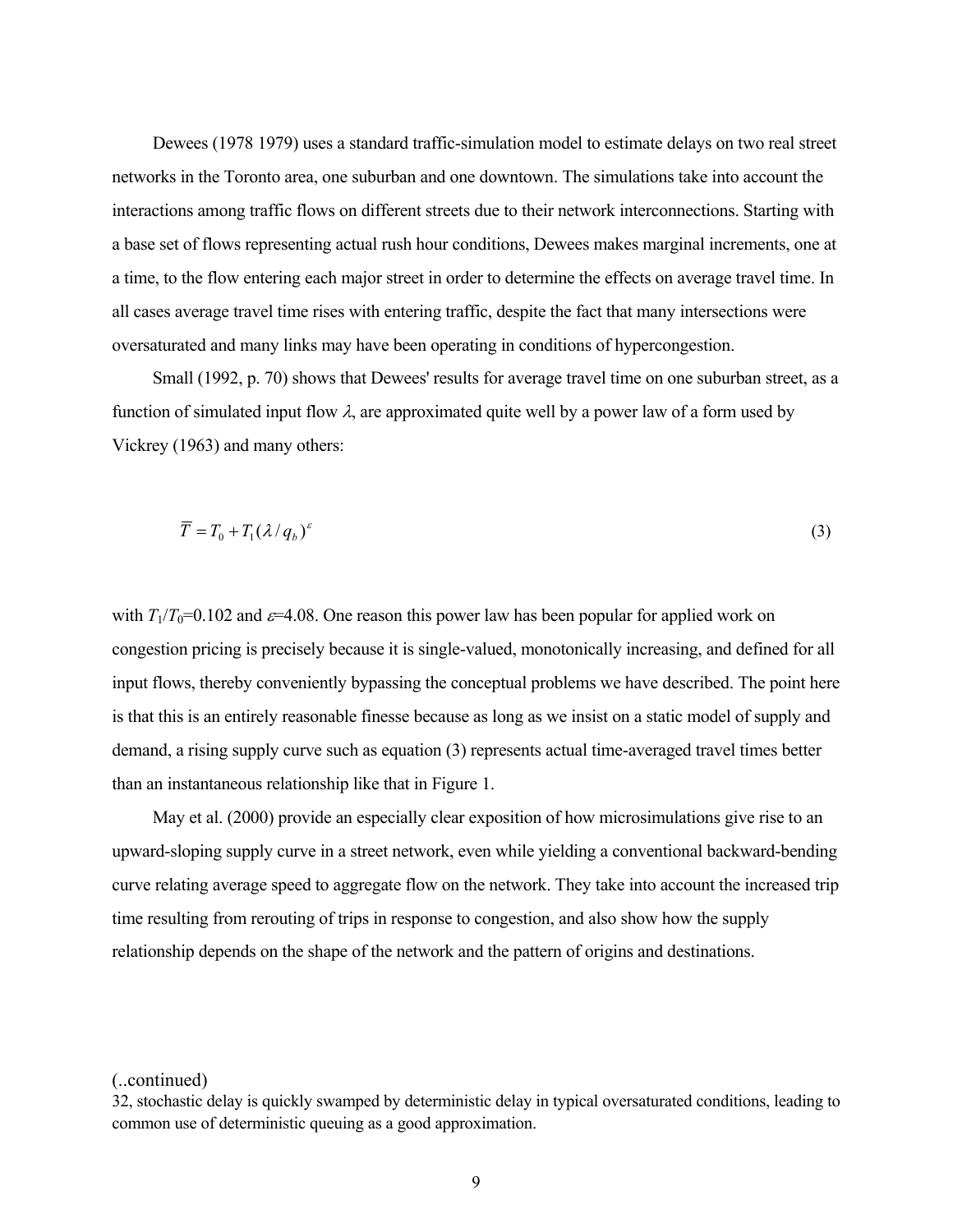Dewees (1978 1979) uses a standard traffic-simulation model to estimate delays on two real street networks in the Toronto area, one suburban and one downtown. The simulations take into account the interactions among traffic flows on different streets due to their network interconnections. Starting with a base set of flows representing actual rush hour conditions, Dewees makes marginal increments, one at a time, to the flow entering each major street in order to determine the effects on average travel time. In all cases average travel time rises with entering traffic, despite the fact that many intersections were oversaturated and many links may have been operating in conditions of hypercongestion.

Small (1992, p. 70) shows that Dewees' results for average travel time on one suburban street, as a function of simulated input flow $\lambda$, are approximated quite well by a power law of a form used by Vickrey (1963) and many others:

$$\overline{T} = T_0 + T_1(\lambda / q_b)^{\varepsilon} \tag{3}$$

with $T_1/T_0$=0.102 and $\varepsilon$=4.08. One reason this power law has been popular for applied work on congestion pricing is precisely because it is single-valued, monotonically increasing, and defined for all input flows, thereby conveniently bypassing the conceptual problems we have described. The point here is that this is an entirely reasonable finesse because as long as we insist on a static model of supply and demand, a rising supply curve such as equation (3) represents actual time-averaged travel times better than an instantaneous relationship like that in Figure 1.

May et al. (2000) provide an especially clear exposition of how microsimulations give rise to an upward-sloping supply curve in a street network, even while yielding a conventional backward-bending curve relating average speed to aggregate flow on the network. They take into account the increased trip time resulting from rerouting of trips in response to congestion, and also show how the supply relationship depends on the shape of the network and the pattern of origins and destinations.

(..continued)
32, stochastic delay is quickly swamped by deterministic delay in typical oversaturated conditions, leading to common use of deterministic queuing as a good approximation.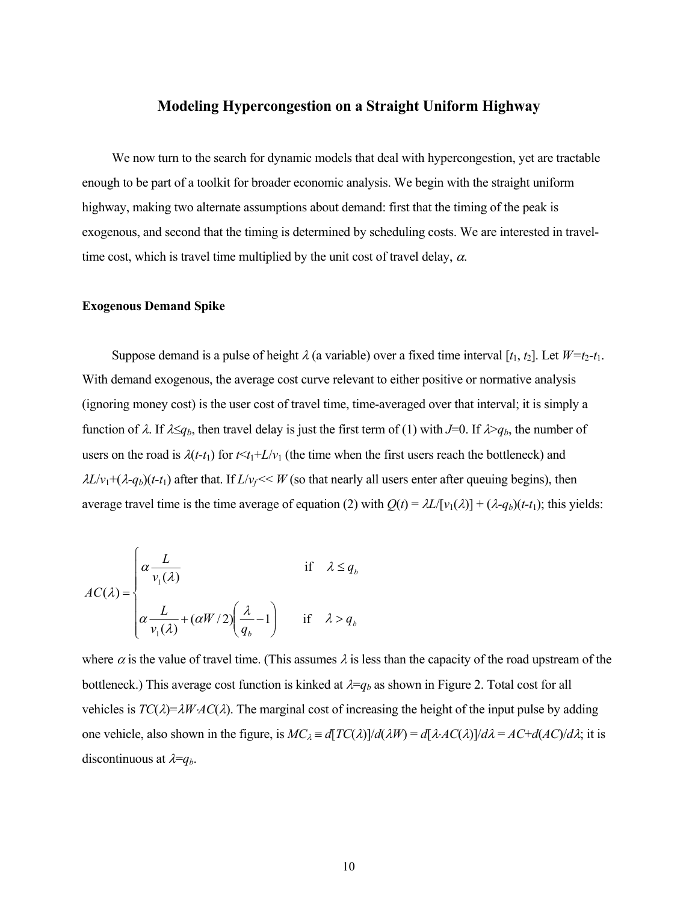## Modeling Hypercongestion on a Straight Uniform Highway

We now turn to the search for dynamic models that deal with hypercongestion, yet are tractable enough to be part of a toolkit for broader economic analysis. We begin with the straight uniform highway, making two alternate assumptions about demand: first that the timing of the peak is exogenous, and second that the timing is determined by scheduling costs. We are interested in travel-time cost, which is travel time multiplied by the unit cost of travel delay, $\alpha$.

### Exogenous Demand Spike

Suppose demand is a pulse of height $\lambda$ (a variable) over a fixed time interval $[t_1, t_2]$. Let $W=t_2-t_1$. With demand exogenous, the average cost curve relevant to either positive or normative analysis (ignoring money cost) is the user cost of travel time, time-averaged over that interval; it is simply a function of $\lambda$. If $\lambda \leq q_b$, then travel delay is just the first term of (1) with $J=0$. If $\lambda > q_b$, the number of users on the road is $\lambda(t-t_1)$ for $t<t_1+L/v_1$ (the time when the first users reach the bottleneck) and $\lambda L/v_1+(\lambda-q_b)(t-t_1)$ after that. If $L/v_f << W$ (so that nearly all users enter after queuing begins), then average travel time is the time average of equation (2) with $Q(t) = \lambda L/[v_1(\lambda)] + (\lambda-q_b)(t-t_1)$; this yields:

$$
AC(\lambda) = \begin{cases} \alpha \dfrac{L}{v_1(\lambda)} & \text{if} \quad \lambda \leq q_b \\[2ex] \alpha \dfrac{L}{v_1(\lambda)} + (\alpha W/2)\left(\dfrac{\lambda}{q_b} - 1\right) & \text{if} \quad \lambda > q_b \end{cases}
$$

where $\alpha$ is the value of travel time. (This assumes $\lambda$ is less than the capacity of the road upstream of the bottleneck.) This average cost function is kinked at $\lambda=q_b$ as shown in Figure 2. Total cost for all vehicles is $TC(\lambda)=\lambda W \cdot AC(\lambda)$. The marginal cost of increasing the height of the input pulse by adding one vehicle, also shown in the figure, is $MC_\lambda \equiv d[TC(\lambda)]/d(\lambda W) = d[\lambda \cdot AC(\lambda)]/d\lambda = AC+d(AC)/d\lambda$; it is discontinuous at $\lambda=q_b$.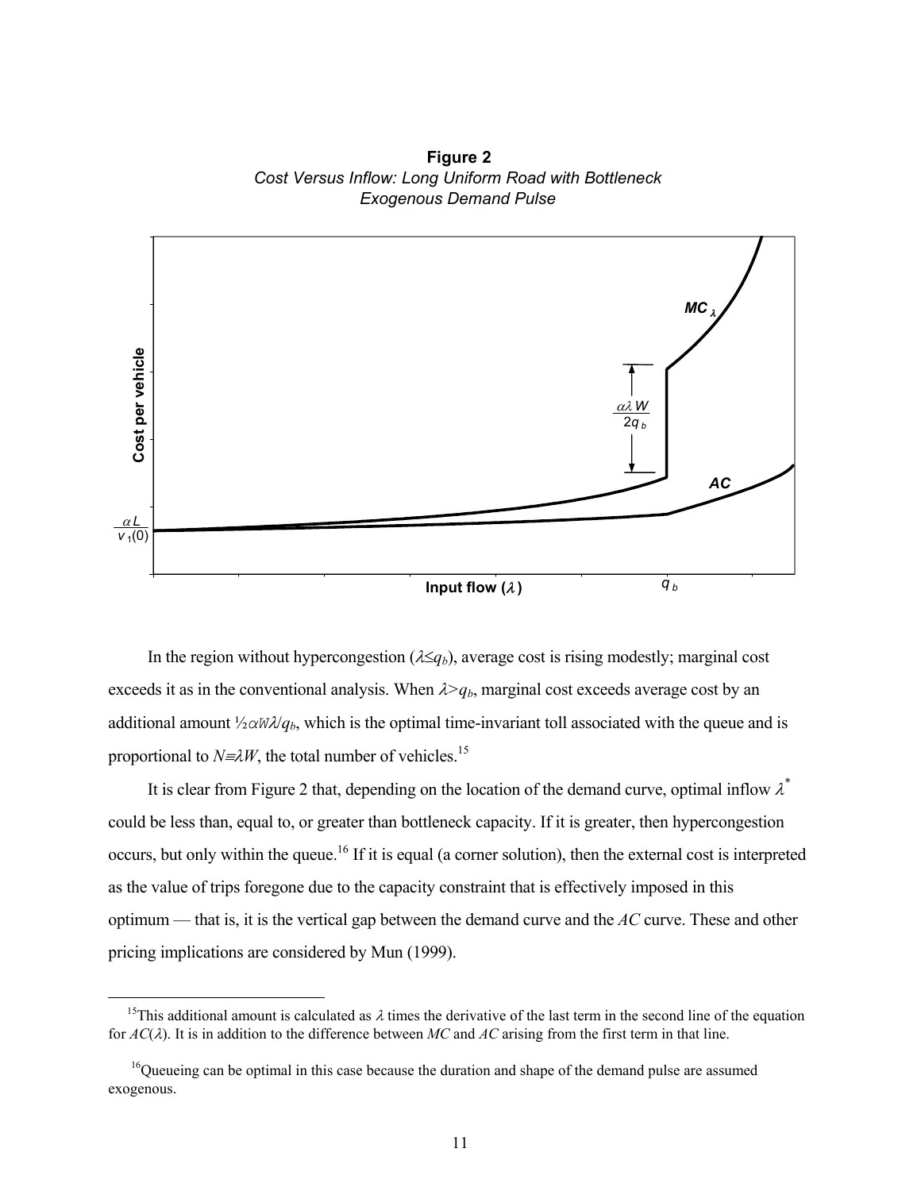**Figure 2**

*Cost Versus Inflow: Long Uniform Road with Bottleneck*
*Exogenous Demand Pulse*

In the region without hypercongestion ($\lambda \leq q_b$), average cost is rising modestly; marginal cost exceeds it as in the conventional analysis. When $\lambda > q_b$, marginal cost exceeds average cost by an additional amount $\frac{1}{2}\alpha W\lambda / q_b$, which is the optimal time-invariant toll associated with the queue and is proportional to $N \equiv \lambda W$, the total number of vehicles.[15]

It is clear from Figure 2 that, depending on the location of the demand curve, optimal inflow $\lambda^*$ could be less than, equal to, or greater than bottleneck capacity. If it is greater, then hypercongestion occurs, but only within the queue.[16] If it is equal (a corner solution), then the external cost is interpreted as the value of trips foregone due to the capacity constraint that is effectively imposed in this optimum — that is, it is the vertical gap between the demand curve and the *AC* curve. These and other pricing implications are considered by Mun (1999).

---

[15] This additional amount is calculated as $\lambda$ times the derivative of the last term in the second line of the equation for $AC(\lambda)$. It is in addition to the difference between *MC* and *AC* arising from the first term in that line.

[16] Queueing can be optimal in this case because the duration and shape of the demand pulse are assumed exogenous.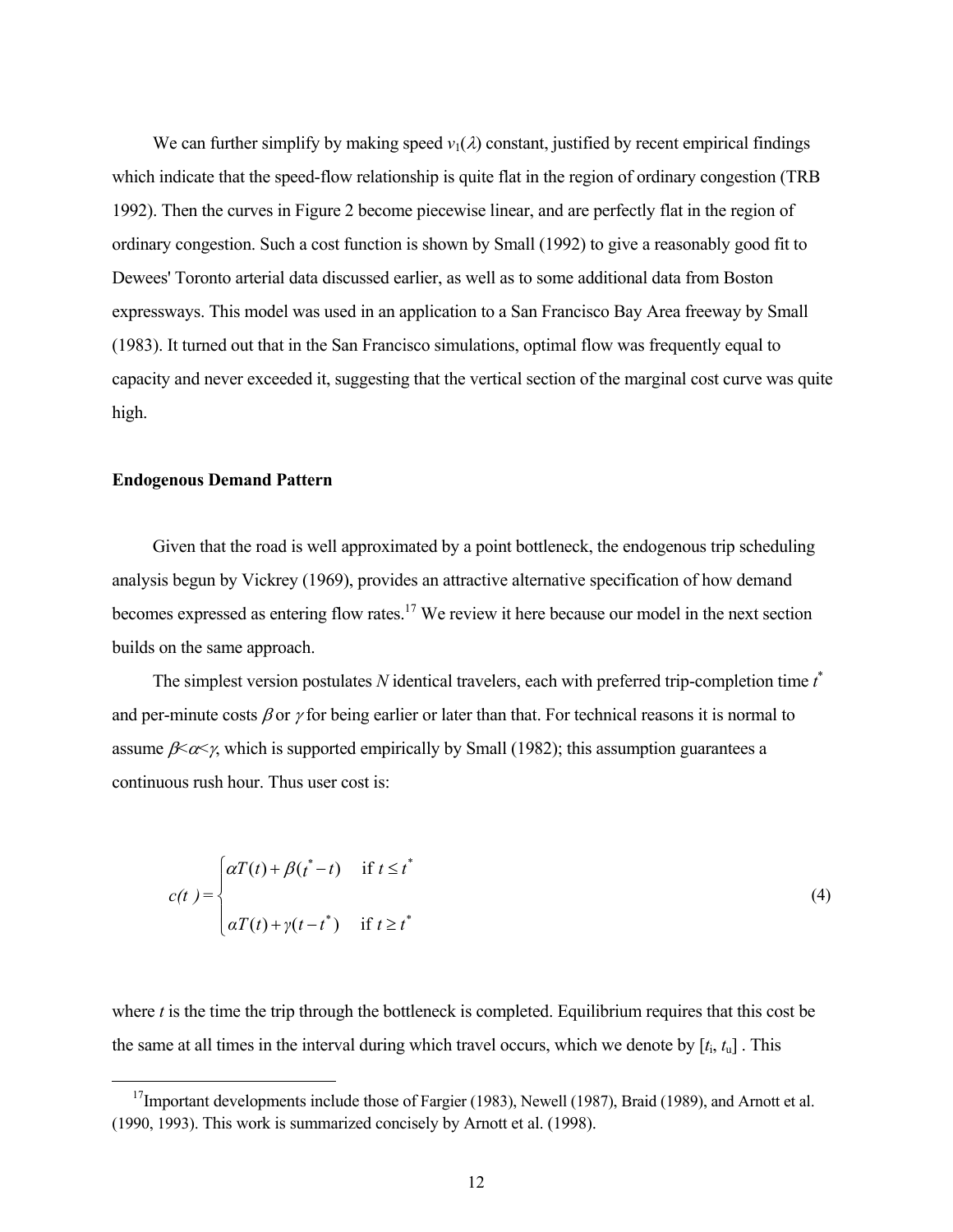We can further simplify by making speed $v_1(\lambda)$ constant, justified by recent empirical findings which indicate that the speed-flow relationship is quite flat in the region of ordinary congestion (TRB 1992). Then the curves in Figure 2 become piecewise linear, and are perfectly flat in the region of ordinary congestion. Such a cost function is shown by Small (1992) to give a reasonably good fit to Dewees' Toronto arterial data discussed earlier, as well as to some additional data from Boston expressways. This model was used in an application to a San Francisco Bay Area freeway by Small (1983). It turned out that in the San Francisco simulations, optimal flow was frequently equal to capacity and never exceeded it, suggesting that the vertical section of the marginal cost curve was quite high.

**Endogenous Demand Pattern**

Given that the road is well approximated by a point bottleneck, the endogenous trip scheduling analysis begun by Vickrey (1969), provides an attractive alternative specification of how demand becomes expressed as entering flow rates.[17] We review it here because our model in the next section builds on the same approach.

The simplest version postulates $N$ identical travelers, each with preferred trip-completion time $t^*$ and per-minute costs $\beta$ or $\gamma$ for being earlier or later than that. For technical reasons it is normal to assume $\beta<\alpha<\gamma$, which is supported empirically by Small (1982); this assumption guarantees a continuous rush hour. Thus user cost is:

$$c(t) = \begin{cases} \alpha T(t) + \beta(t^* - t) & \text{if } t \leq t^* \\ \\ \alpha T(t) + \gamma(t - t^*) & \text{if } t \geq t^* \end{cases} \tag{4}$$

where $t$ is the time the trip through the bottleneck is completed. Equilibrium requires that this cost be the same at all times in the interval during which travel occurs, which we denote by $[t_i, t_u]$ . This

[17] Important developments include those of Fargier (1983), Newell (1987), Braid (1989), and Arnott et al. (1990, 1993). This work is summarized concisely by Arnott et al. (1998).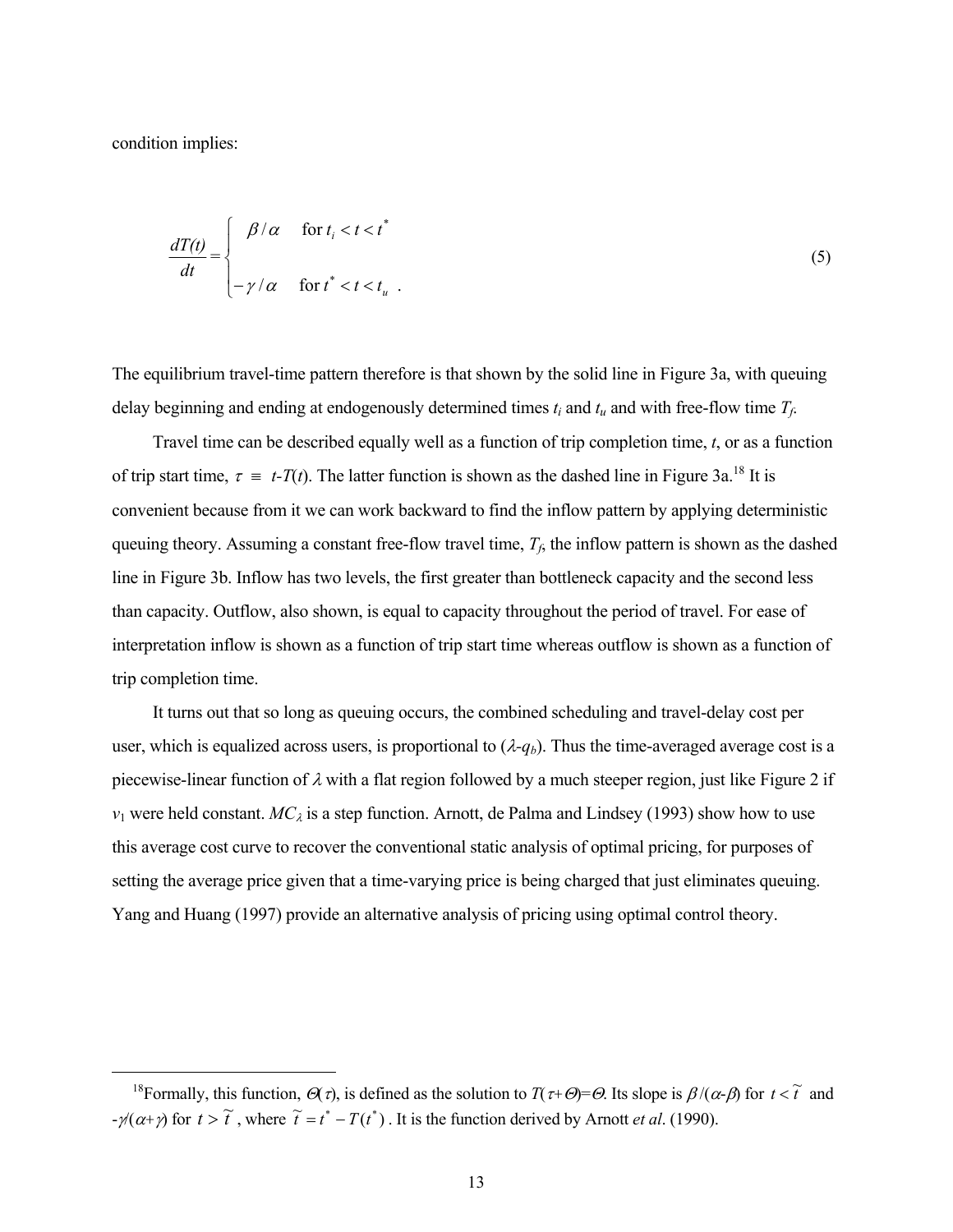condition implies:

$$\frac{dT(t)}{dt} = \begin{cases} \beta / \alpha & \text{for } t_i < t < t^* \\ -\gamma / \alpha & \text{for } t^* < t < t_u \end{cases} . \tag{5}$$

The equilibrium travel-time pattern therefore is that shown by the solid line in Figure 3a, with queuing delay beginning and ending at endogenously determined times $t_i$ and $t_u$ and with free-flow time $T_f$.

Travel time can be described equally well as a function of trip completion time, $t$, or as a function of trip start time, $\tau \equiv t\text{-}T(t)$. The latter function is shown as the dashed line in Figure 3a.[18] It is convenient because from it we can work backward to find the inflow pattern by applying deterministic queuing theory. Assuming a constant free-flow travel time, $T_f$, the inflow pattern is shown as the dashed line in Figure 3b. Inflow has two levels, the first greater than bottleneck capacity and the second less than capacity. Outflow, also shown, is equal to capacity throughout the period of travel. For ease of interpretation inflow is shown as a function of trip start time whereas outflow is shown as a function of trip completion time.

It turns out that so long as queuing occurs, the combined scheduling and travel-delay cost per user, which is equalized across users, is proportional to ($\lambda$-$q_b$). Thus the time-averaged average cost is a piecewise-linear function of $\lambda$ with a flat region followed by a much steeper region, just like Figure 2 if $v_1$ were held constant. $MC_\lambda$ is a step function. Arnott, de Palma and Lindsey (1993) show how to use this average cost curve to recover the conventional static analysis of optimal pricing, for purposes of setting the average price given that a time-varying price is being charged that just eliminates queuing. Yang and Huang (1997) provide an alternative analysis of pricing using optimal control theory.

---

[18]Formally, this function, $\Theta(\tau)$, is defined as the solution to $T(\tau+\Theta)=\Theta$. Its slope is $\beta/(\alpha\text{-}\beta)$ for $t < \tilde{t}$ and $-\gamma/(\alpha+\gamma)$ for $t > \tilde{t}$, where $\tilde{t} = t^* - T(t^*)$. It is the function derived by Arnott *et al*. (1990).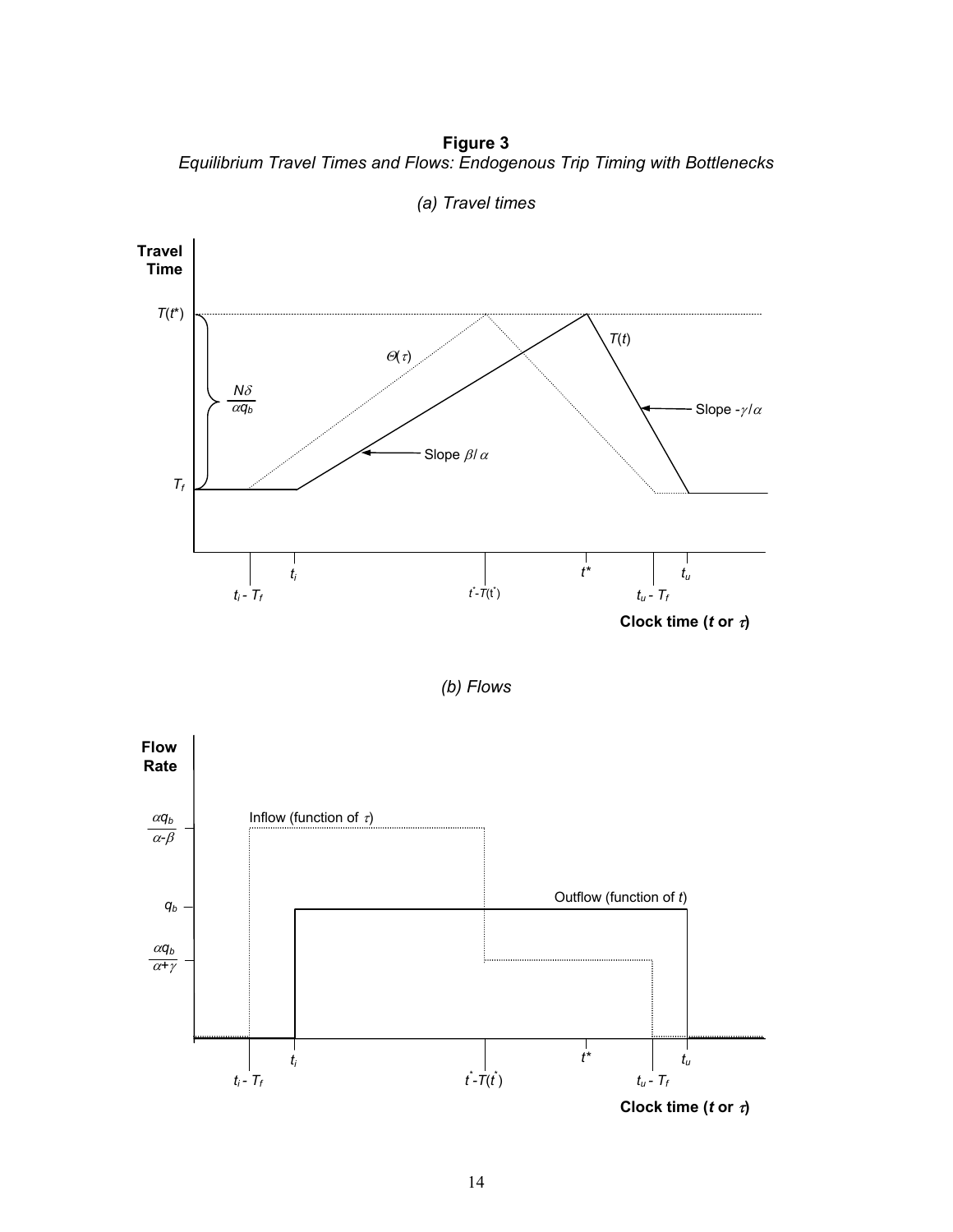**Figure 3**

*Equilibrium Travel Times and Flows: Endogenous Trip Timing with Bottlenecks*

*(a) Travel times*

*(b) Flows*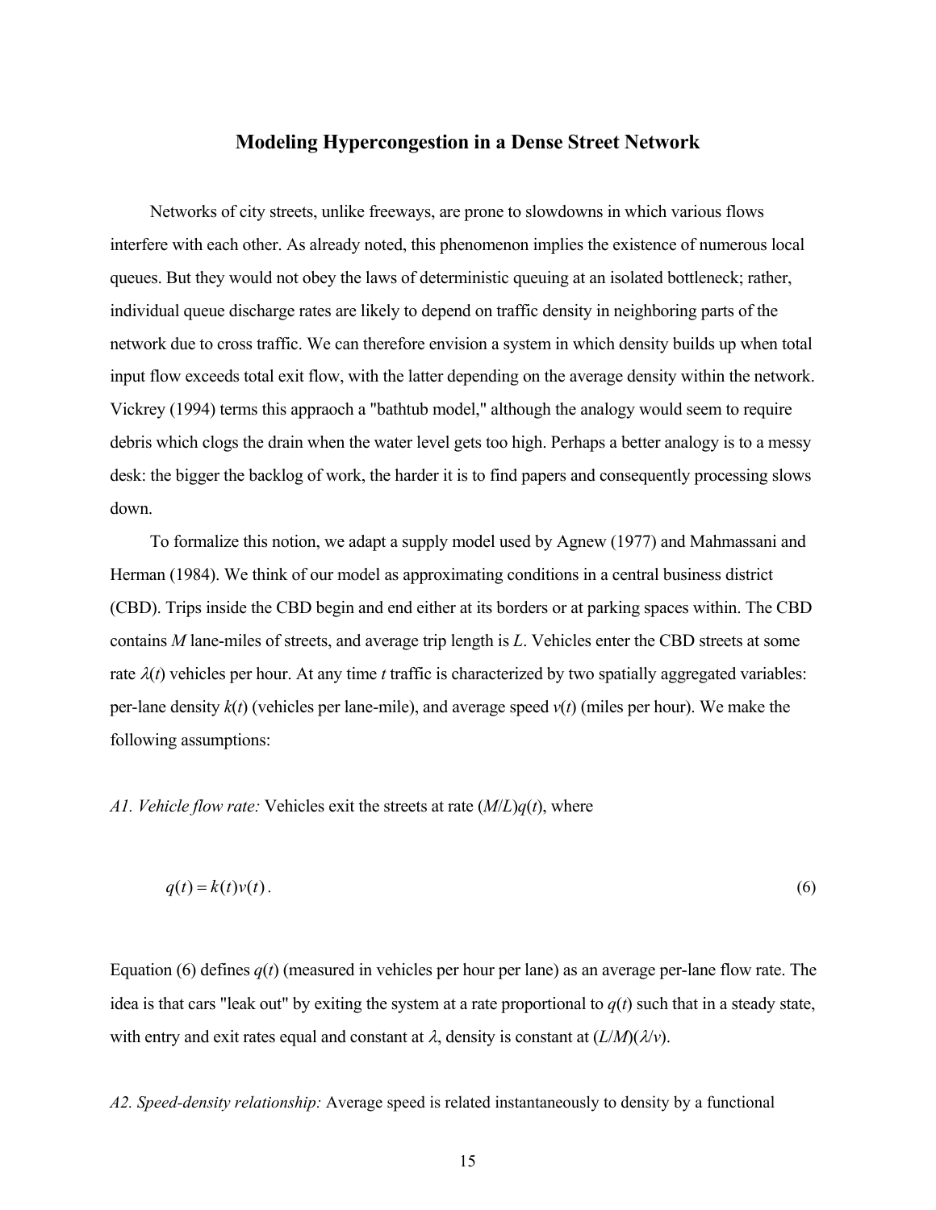## Modeling Hypercongestion in a Dense Street Network

Networks of city streets, unlike freeways, are prone to slowdowns in which various flows interfere with each other. As already noted, this phenomenon implies the existence of numerous local queues. But they would not obey the laws of deterministic queuing at an isolated bottleneck; rather, individual queue discharge rates are likely to depend on traffic density in neighboring parts of the network due to cross traffic. We can therefore envision a system in which density builds up when total input flow exceeds total exit flow, with the latter depending on the average density within the network. Vickrey (1994) terms this appraoch a "bathtub model," although the analogy would seem to require debris which clogs the drain when the water level gets too high. Perhaps a better analogy is to a messy desk: the bigger the backlog of work, the harder it is to find papers and consequently processing slows down.

To formalize this notion, we adapt a supply model used by Agnew (1977) and Mahmassani and Herman (1984). We think of our model as approximating conditions in a central business district (CBD). Trips inside the CBD begin and end either at its borders or at parking spaces within. The CBD contains $M$ lane-miles of streets, and average trip length is $L$. Vehicles enter the CBD streets at some rate $\lambda(t)$ vehicles per hour. At any time $t$ traffic is characterized by two spatially aggregated variables: per-lane density $k(t)$ (vehicles per lane-mile), and average speed $v(t)$ (miles per hour). We make the following assumptions:

*A1. Vehicle flow rate:* Vehicles exit the streets at rate $(M/L)q(t)$, where

$$q(t) = k(t)v(t). \tag{6}$$

Equation (6) defines $q(t)$ (measured in vehicles per hour per lane) as an average per-lane flow rate. The idea is that cars "leak out" by exiting the system at a rate proportional to $q(t)$ such that in a steady state, with entry and exit rates equal and constant at $\lambda$, density is constant at $(L/M)(\lambda/v)$.

*A2. Speed-density relationship:* Average speed is related instantaneously to density by a functional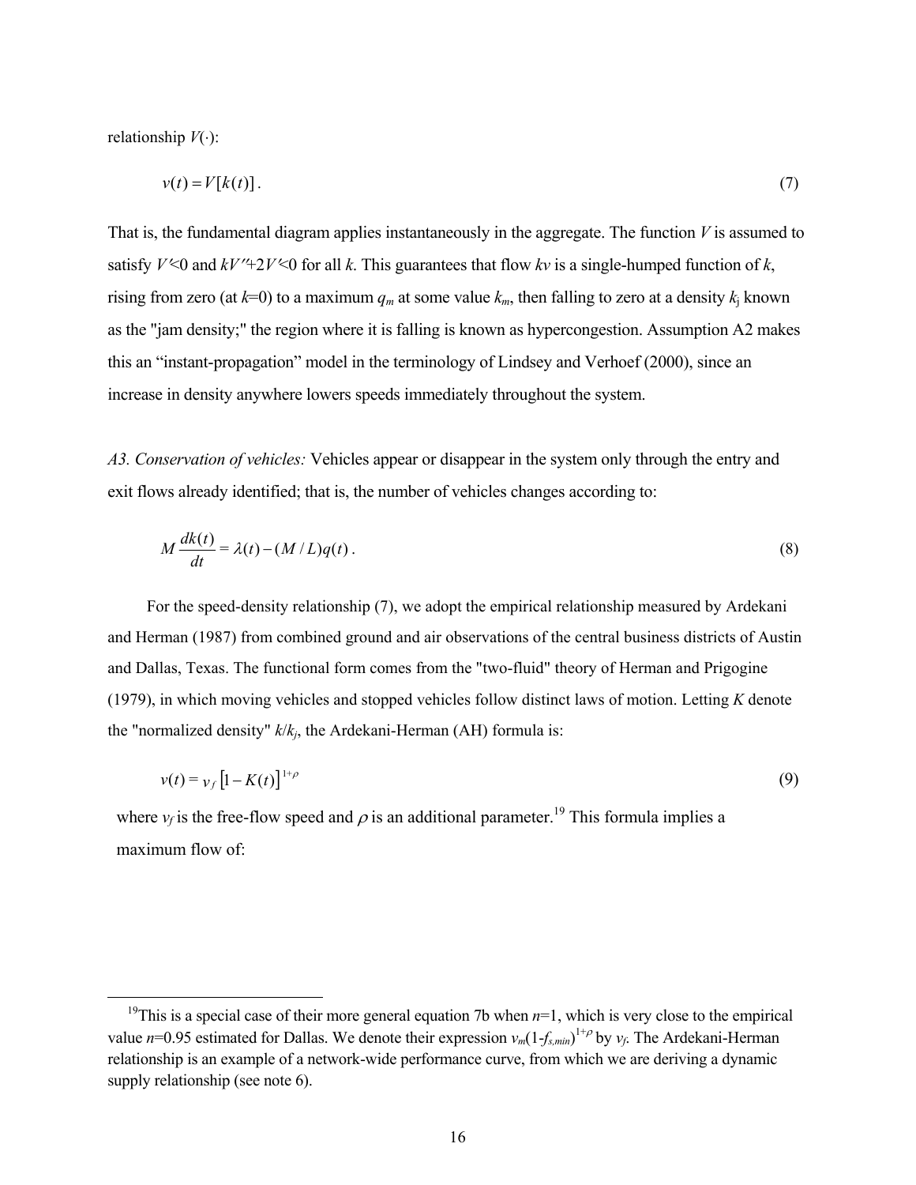relationship $V(\cdot)$:

$$v(t) = V[k(t)]\,. \tag{7}$$

That is, the fundamental diagram applies instantaneously in the aggregate. The function $V$ is assumed to satisfy $V'<0$ and $kV''+2V'<0$ for all $k$. This guarantees that flow $kv$ is a single-humped function of $k$, rising from zero (at $k$=0) to a maximum $q_m$ at some value $k_m$, then falling to zero at a density $k_j$ known as the "jam density;" the region where it is falling is known as hypercongestion. Assumption A2 makes this an "instant-propagation" model in the terminology of Lindsey and Verhoef (2000), since an increase in density anywhere lowers speeds immediately throughout the system.

*A3. Conservation of vehicles:* Vehicles appear or disappear in the system only through the entry and exit flows already identified; that is, the number of vehicles changes according to:

$$M\frac{dk(t)}{dt} = \lambda(t) - (M/L)q(t)\,. \tag{8}$$

For the speed-density relationship (7), we adopt the empirical relationship measured by Ardekani and Herman (1987) from combined ground and air observations of the central business districts of Austin and Dallas, Texas. The functional form comes from the "two-fluid" theory of Herman and Prigogine (1979), in which moving vehicles and stopped vehicles follow distinct laws of motion. Letting $K$ denote the "normalized density" $k/k_j$, the Ardekani-Herman (AH) formula is:

$$v(t) = v_f\left[1 - K(t)\right]^{1+\rho} \tag{9}$$

where $v_f$ is the free-flow speed and $\rho$ is an additional parameter.[19] This formula implies a maximum flow of:

---

[19]This is a special case of their more general equation 7b when $n$=1, which is very close to the empirical value $n$=0.95 estimated for Dallas. We denote their expression $v_m(1-f_{s,min})^{1+\rho}$ by $v_f$. The Ardekani-Herman relationship is an example of a network-wide performance curve, from which we are deriving a dynamic supply relationship (see note 6).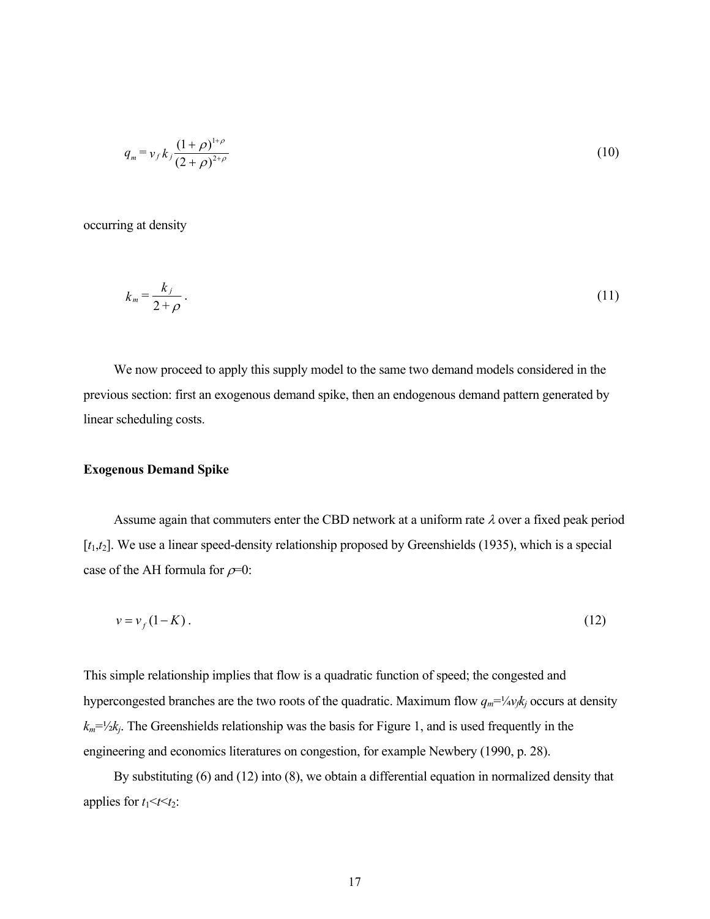$$q_m = v_f k_j \frac{(1+\rho)^{1+\rho}}{(2+\rho)^{2+\rho}} \tag{10}$$

occurring at density

$$k_m = \frac{k_j}{2+\rho}. \tag{11}$$

We now proceed to apply this supply model to the same two demand models considered in the previous section: first an exogenous demand spike, then an endogenous demand pattern generated by linear scheduling costs.

**Exogenous Demand Spike**

Assume again that commuters enter the CBD network at a uniform rate $\lambda$ over a fixed peak period $[t_1,t_2]$. We use a linear speed-density relationship proposed by Greenshields (1935), which is a special case of the AH formula for $\rho$=0:

$$v = v_f (1-K). \tag{12}$$

This simple relationship implies that flow is a quadratic function of speed; the congested and hypercongested branches are the two roots of the quadratic. Maximum flow $q_m$=¼$v_f k_j$ occurs at density $k_m$=½$k_j$. The Greenshields relationship was the basis for Figure 1, and is used frequently in the engineering and economics literatures on congestion, for example Newbery (1990, p. 28).

By substituting (6) and (12) into (8), we obtain a differential equation in normalized density that applies for $t_1$<$t$<$t_2$: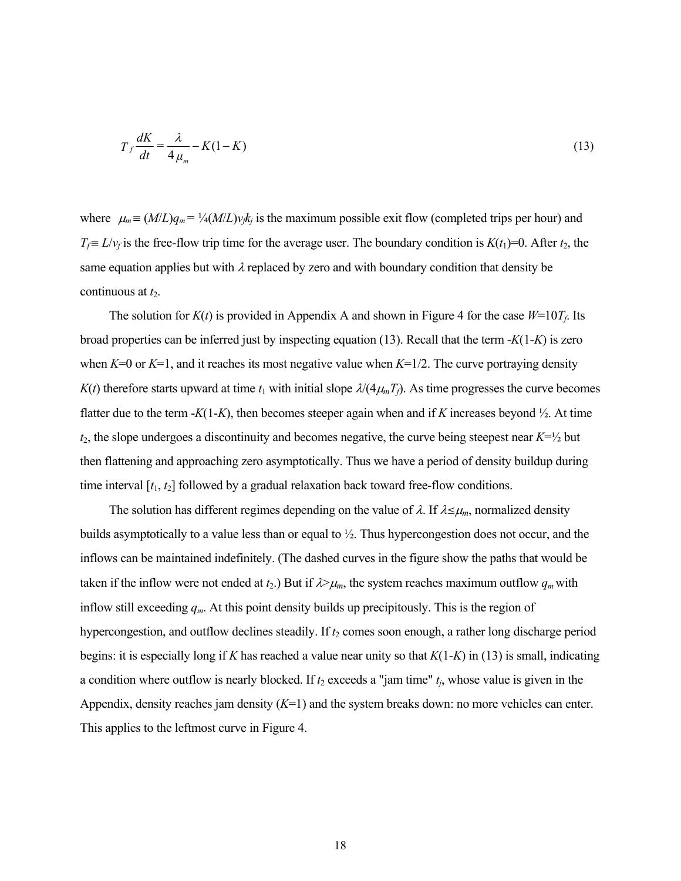$$T_f \frac{dK}{dt} = \frac{\lambda}{4\mu_m} - K(1-K) \tag{13}$$

where $\mu_m \equiv (M/L)q_m = \frac{1}{4}(M/L)v_f k_j$ is the maximum possible exit flow (completed trips per hour) and $T_f \equiv L/v_f$ is the free-flow trip time for the average user. The boundary condition is $K(t_1)=0$. After $t_2$, the same equation applies but with $\lambda$ replaced by zero and with boundary condition that density be continuous at $t_2$.

The solution for $K(t)$ is provided in Appendix A and shown in Figure 4 for the case $W=10T_f$. Its broad properties can be inferred just by inspecting equation (13). Recall that the term $-K(1-K)$ is zero when $K=0$ or $K=1$, and it reaches its most negative value when $K=1/2$. The curve portraying density $K(t)$ therefore starts upward at time $t_1$ with initial slope $\lambda/(4\mu_m T_f)$. As time progresses the curve becomes flatter due to the term $-K(1-K)$, then becomes steeper again when and if $K$ increases beyond ½. At time $t_2$, the slope undergoes a discontinuity and becomes negative, the curve being steepest near $K=½$ but then flattening and approaching zero asymptotically. Thus we have a period of density buildup during time interval $[t_1, t_2]$ followed by a gradual relaxation back toward free-flow conditions.

The solution has different regimes depending on the value of $\lambda$. If $\lambda \le \mu_m$, normalized density builds asymptotically to a value less than or equal to ½. Thus hypercongestion does not occur, and the inflows can be maintained indefinitely. (The dashed curves in the figure show the paths that would be taken if the inflow were not ended at $t_2$.) But if $\lambda > \mu_m$, the system reaches maximum outflow $q_m$ with inflow still exceeding $q_m$. At this point density builds up precipitously. This is the region of hypercongestion, and outflow declines steadily. If $t_2$ comes soon enough, a rather long discharge period begins: it is especially long if $K$ has reached a value near unity so that $K(1-K)$ in (13) is small, indicating a condition where outflow is nearly blocked. If $t_2$ exceeds a "jam time" $t_j$, whose value is given in the Appendix, density reaches jam density ($K=1$) and the system breaks down: no more vehicles can enter. This applies to the leftmost curve in Figure 4.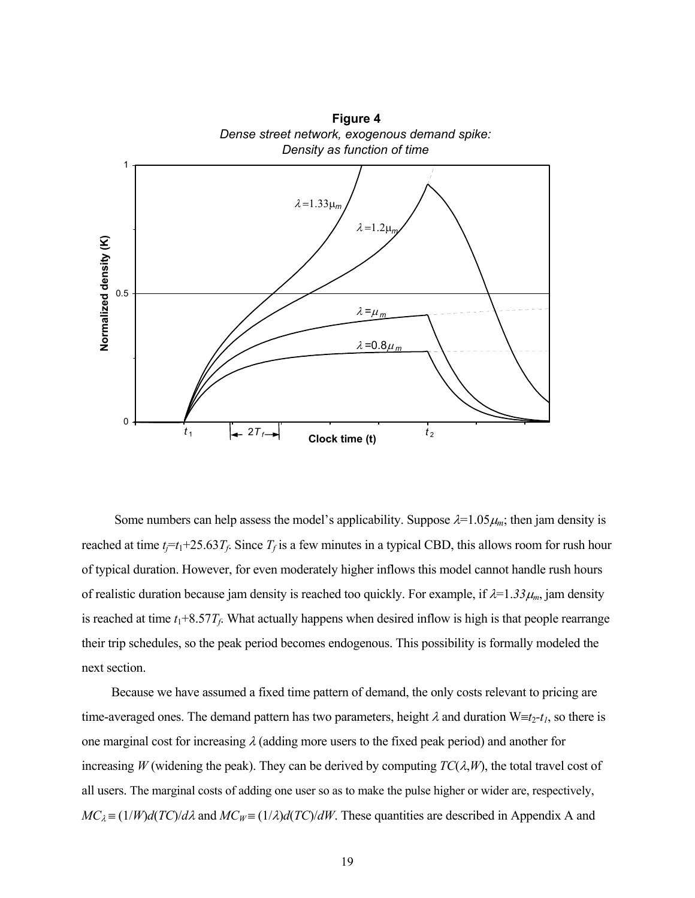**Figure 4**

*Dense street network, exogenous demand spike: Density as function of time*

Some numbers can help assess the model's applicability. Suppose $\lambda$=1.05$\mu_m$; then jam density is reached at time $t_j$=$t_1$+25.63$T_f$. Since $T_f$ is a few minutes in a typical CBD, this allows room for rush hour of typical duration. However, for even moderately higher inflows this model cannot handle rush hours of realistic duration because jam density is reached too quickly. For example, if $\lambda$=1.33$\mu_m$, jam density is reached at time $t_1$+8.57$T_f$. What actually happens when desired inflow is high is that people rearrange their trip schedules, so the peak period becomes endogenous. This possibility is formally modeled the next section.

Because we have assumed a fixed time pattern of demand, the only costs relevant to pricing are time-averaged ones. The demand pattern has two parameters, height $\lambda$ and duration W≡$t_2$-$t_1$, so there is one marginal cost for increasing $\lambda$ (adding more users to the fixed peak period) and another for increasing $W$ (widening the peak). They can be derived by computing $TC(\lambda,W)$, the total travel cost of all users. The marginal costs of adding one user so as to make the pulse higher or wider are, respectively, $MC_\lambda \equiv (1/W)d(TC)/d\lambda$ and $MC_W \equiv (1/\lambda)d(TC)/dW$. These quantities are described in Appendix A and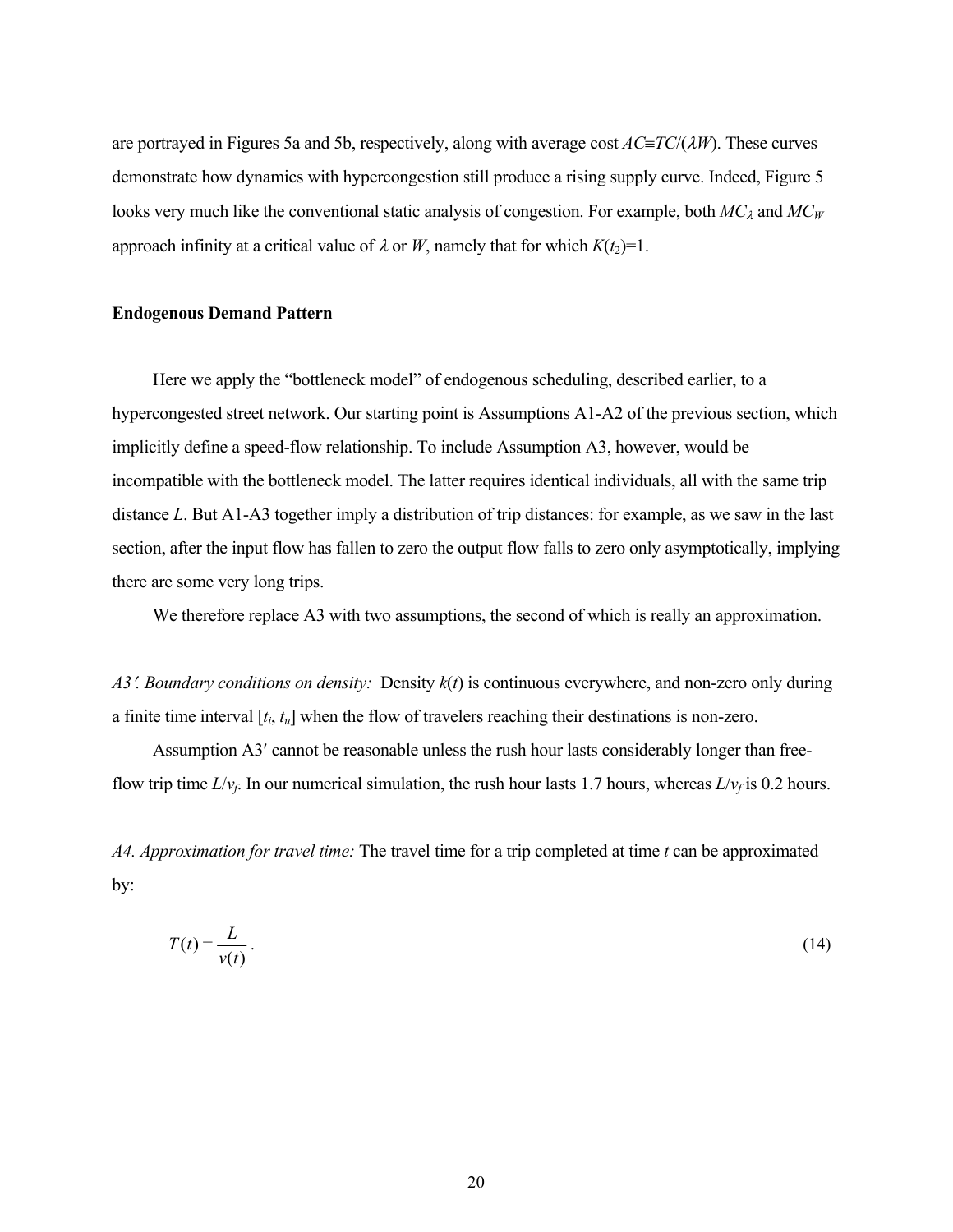are portrayed in Figures 5a and 5b, respectively, along with average cost $AC \equiv TC/(\lambda W)$. These curves demonstrate how dynamics with hypercongestion still produce a rising supply curve. Indeed, Figure 5 looks very much like the conventional static analysis of congestion. For example, both $MC_{\lambda}$ and $MC_W$ approach infinity at a critical value of $\lambda$ or $W$, namely that for which $K(t_2)=1$.

**Endogenous Demand Pattern**

Here we apply the "bottleneck model" of endogenous scheduling, described earlier, to a hypercongested street network. Our starting point is Assumptions A1-A2 of the previous section, which implicitly define a speed-flow relationship. To include Assumption A3, however, would be incompatible with the bottleneck model. The latter requires identical individuals, all with the same trip distance $L$. But A1-A3 together imply a distribution of trip distances: for example, as we saw in the last section, after the input flow has fallen to zero the output flow falls to zero only asymptotically, implying there are some very long trips.

We therefore replace A3 with two assumptions, the second of which is really an approximation.

*A3′. Boundary conditions on density:* Density $k(t)$ is continuous everywhere, and non-zero only during a finite time interval $[t_i, t_u]$ when the flow of travelers reaching their destinations is non-zero.

Assumption A3′ cannot be reasonable unless the rush hour lasts considerably longer than free-flow trip time $L/v_f$. In our numerical simulation, the rush hour lasts 1.7 hours, whereas $L/v_f$ is 0.2 hours.

*A4. Approximation for travel time:* The travel time for a trip completed at time $t$ can be approximated by:

$$T(t) = \frac{L}{v(t)}. \tag{14}$$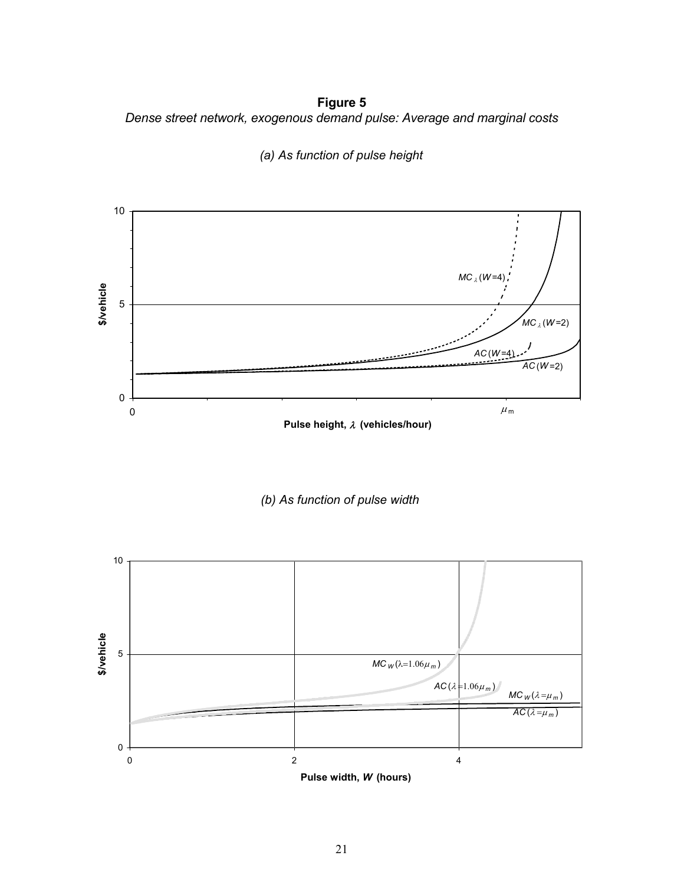**Figure 5**

*Dense street network, exogenous demand pulse: Average and marginal costs*

*(a) As function of pulse height*

*(b) As function of pulse width*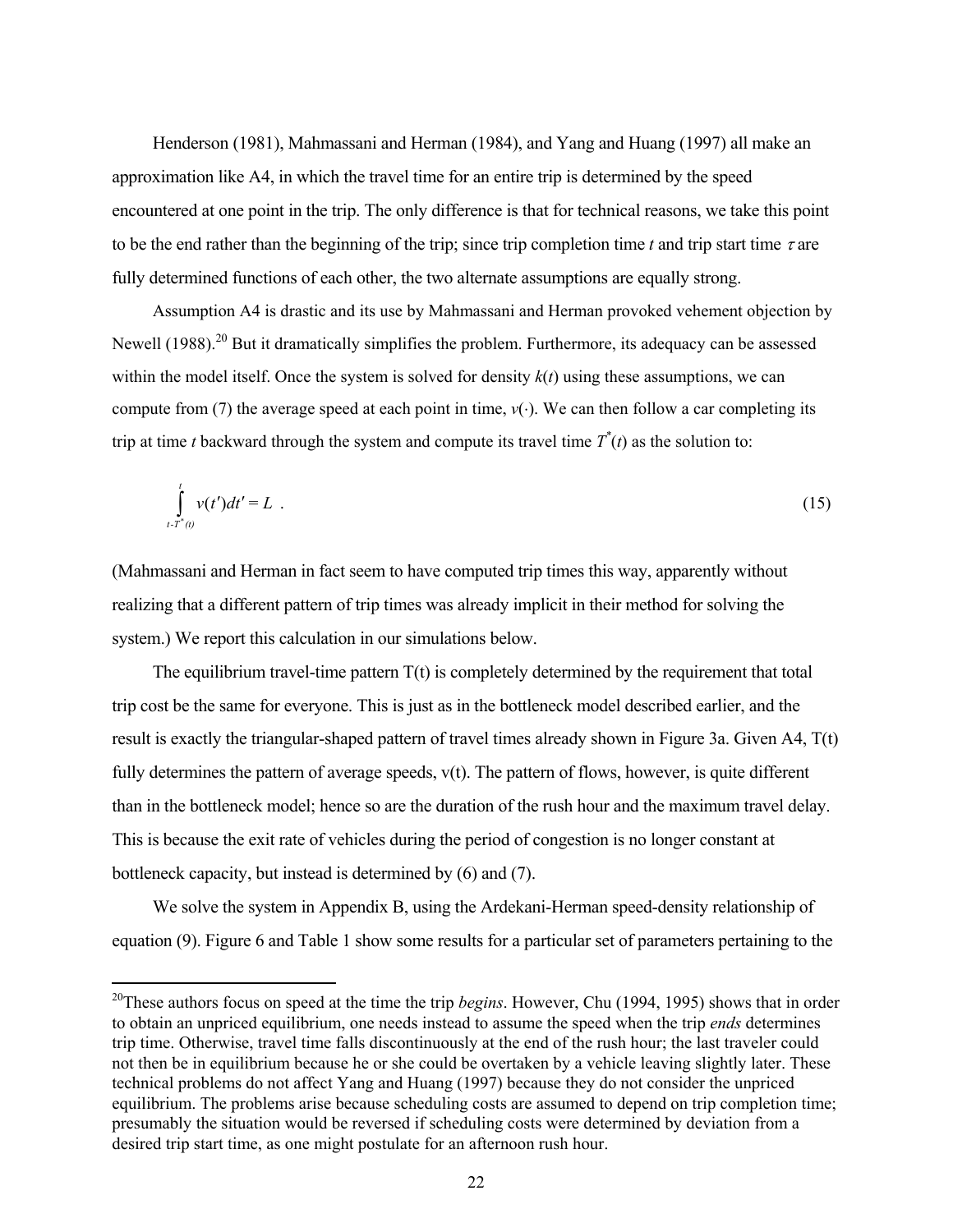Henderson (1981), Mahmassani and Herman (1984), and Yang and Huang (1997) all make an approximation like A4, in which the travel time for an entire trip is determined by the speed encountered at one point in the trip. The only difference is that for technical reasons, we take this point to be the end rather than the beginning of the trip; since trip completion time $t$ and trip start time $\tau$ are fully determined functions of each other, the two alternate assumptions are equally strong.

Assumption A4 is drastic and its use by Mahmassani and Herman provoked vehement objection by Newell (1988).[20] But it dramatically simplifies the problem. Furthermore, its adequacy can be assessed within the model itself. Once the system is solved for density $k(t)$ using these assumptions, we can compute from (7) the average speed at each point in time, $v(\cdot)$. We can then follow a car completing its trip at time $t$ backward through the system and compute its travel time $T^{*}(t)$ as the solution to:

$$\int_{t-T^{*}(t)}^{t} v(t')dt' = L \ . \tag{15}$$

(Mahmassani and Herman in fact seem to have computed trip times this way, apparently without realizing that a different pattern of trip times was already implicit in their method for solving the system.) We report this calculation in our simulations below.

The equilibrium travel-time pattern T(t) is completely determined by the requirement that total trip cost be the same for everyone. This is just as in the bottleneck model described earlier, and the result is exactly the triangular-shaped pattern of travel times already shown in Figure 3a. Given A4, T(t) fully determines the pattern of average speeds, v(t). The pattern of flows, however, is quite different than in the bottleneck model; hence so are the duration of the rush hour and the maximum travel delay. This is because the exit rate of vehicles during the period of congestion is no longer constant at bottleneck capacity, but instead is determined by (6) and (7).

We solve the system in Appendix B, using the Ardekani-Herman speed-density relationship of equation (9). Figure 6 and Table 1 show some results for a particular set of parameters pertaining to the

[20]These authors focus on speed at the time the trip *begins*. However, Chu (1994, 1995) shows that in order to obtain an unpriced equilibrium, one needs instead to assume the speed when the trip *ends* determines trip time. Otherwise, travel time falls discontinuously at the end of the rush hour; the last traveler could not then be in equilibrium because he or she could be overtaken by a vehicle leaving slightly later. These technical problems do not affect Yang and Huang (1997) because they do not consider the unpriced equilibrium. The problems arise because scheduling costs are assumed to depend on trip completion time; presumably the situation would be reversed if scheduling costs were determined by deviation from a desired trip start time, as one might postulate for an afternoon rush hour.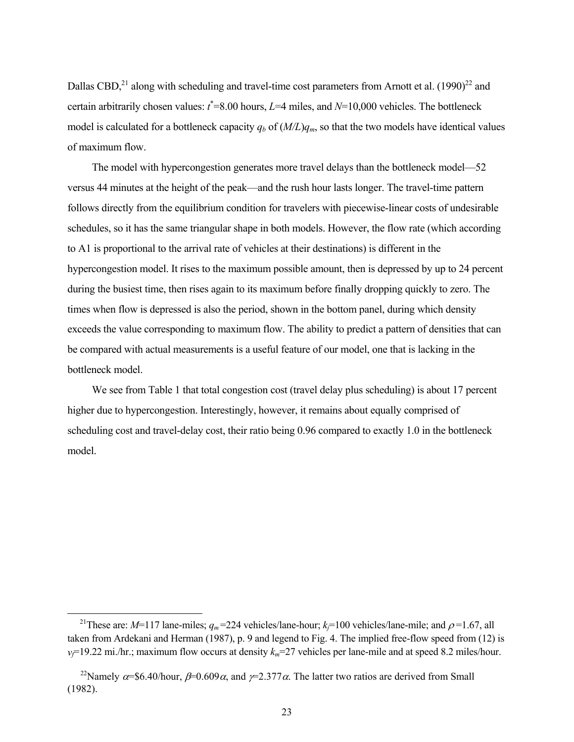Dallas CBD,[21] along with scheduling and travel-time cost parameters from Arnott et al. (1990)[22] and certain arbitrarily chosen values: $t^*$=8.00 hours, $L$=4 miles, and $N$=10,000 vehicles. The bottleneck model is calculated for a bottleneck capacity $q_b$ of $(M/L)q_m$, so that the two models have identical values of maximum flow.

The model with hypercongestion generates more travel delays than the bottleneck model—52 versus 44 minutes at the height of the peak—and the rush hour lasts longer. The travel-time pattern follows directly from the equilibrium condition for travelers with piecewise-linear costs of undesirable schedules, so it has the same triangular shape in both models. However, the flow rate (which according to A1 is proportional to the arrival rate of vehicles at their destinations) is different in the hypercongestion model. It rises to the maximum possible amount, then is depressed by up to 24 percent during the busiest time, then rises again to its maximum before finally dropping quickly to zero. The times when flow is depressed is also the period, shown in the bottom panel, during which density exceeds the value corresponding to maximum flow. The ability to predict a pattern of densities that can be compared with actual measurements is a useful feature of our model, one that is lacking in the bottleneck model.

We see from Table 1 that total congestion cost (travel delay plus scheduling) is about 17 percent higher due to hypercongestion. Interestingly, however, it remains about equally comprised of scheduling cost and travel-delay cost, their ratio being 0.96 compared to exactly 1.0 in the bottleneck model.

---

[21] These are: $M$=117 lane-miles; $q_m$=224 vehicles/lane-hour; $k_j$=100 vehicles/lane-mile; and $\rho$=1.67, all taken from Ardekani and Herman (1987), p. 9 and legend to Fig. 4. The implied free-flow speed from (12) is $v_f$=19.22 mi./hr.; maximum flow occurs at density $k_m$=27 vehicles per lane-mile and at speed 8.2 miles/hour.

[22] Namely $\alpha$=\$6.40/hour, $\beta$=0.609$\alpha$, and $\gamma$=2.377$\alpha$. The latter two ratios are derived from Small (1982).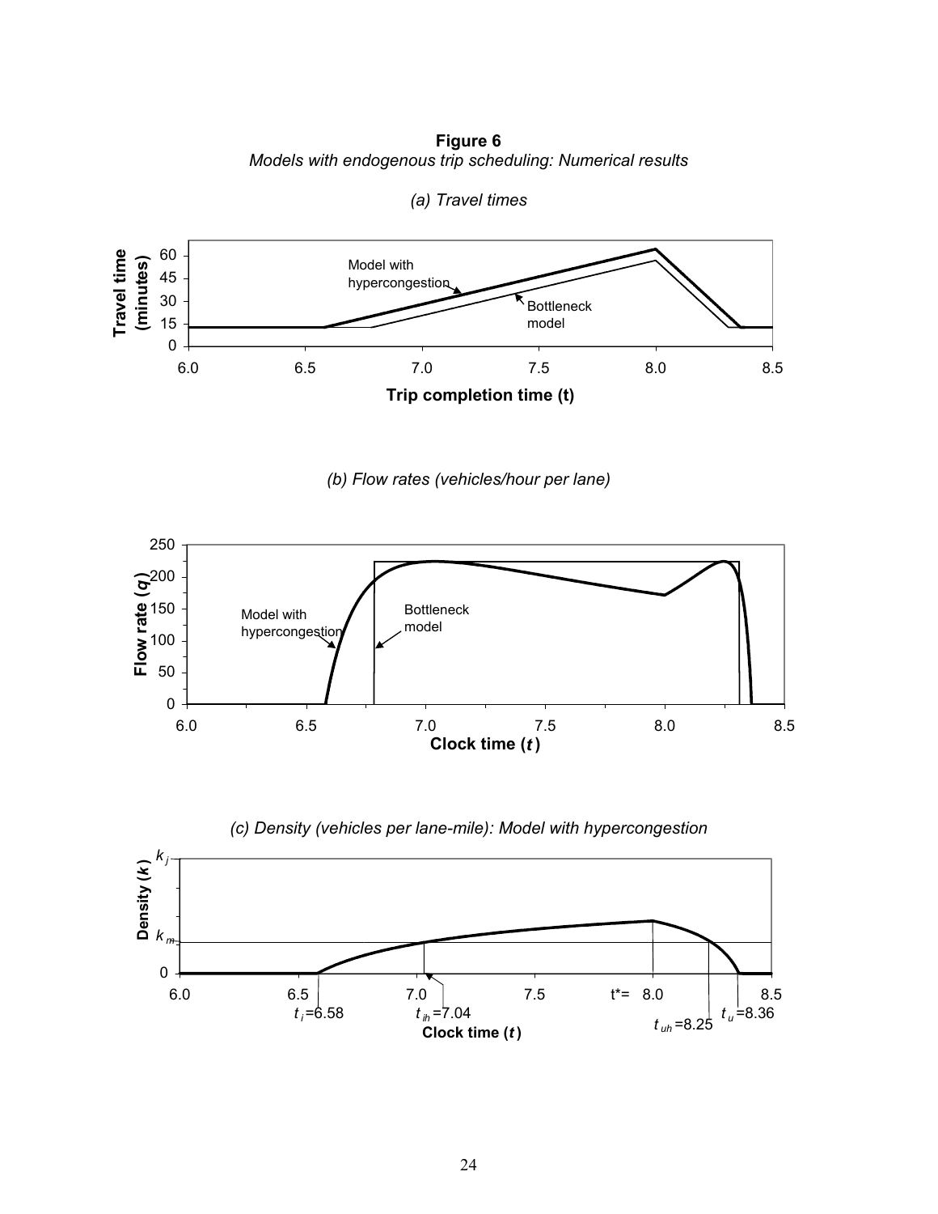**Figure 6**

*Models with endogenous trip scheduling: Numerical results*

*(a) Travel times*

*(b) Flow rates (vehicles/hour per lane)*

*(c) Density (vehicles per lane-mile): Model with hypercongestion*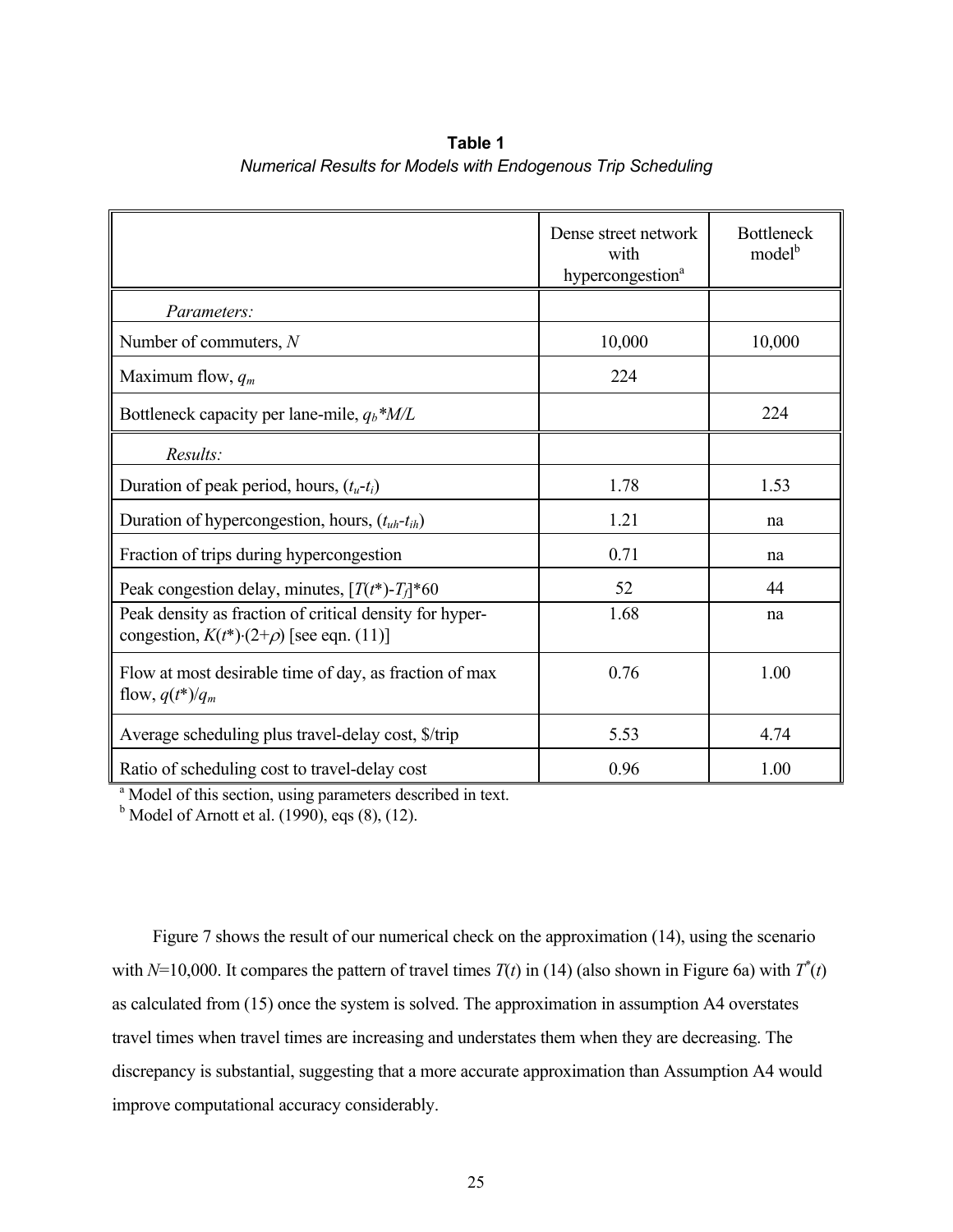**Table 1**

*Numerical Results for Models with Endogenous Trip Scheduling*

| | Dense street network with hypercongestion[a] | Bottleneck model[b] |
|---|---|---|
| *Parameters:* | | |
| Number of commuters, $N$ | 10,000 | 10,000 |
| Maximum flow, $q_m$ | 224 | |
| Bottleneck capacity per lane-mile, $q_b*M/L$ | | 224 |
| *Results:* | | |
| Duration of peak period, hours, $(t_u\text{-}t_i)$ | 1.78 | 1.53 |
| Duration of hypercongestion, hours, $(t_{uh}\text{-}t_{ih})$ | 1.21 | na |
| Fraction of trips during hypercongestion | 0.71 | na |
| Peak congestion delay, minutes, $[T(t^*)\text{-}T_f]*60$ | 52 | 44 |
| Peak density as fraction of critical density for hyper-congestion, $K(t^*)\cdot(2+\rho)$ [see eqn. (11)] | 1.68 | na |
| Flow at most desirable time of day, as fraction of max flow, $q(t^*)/q_m$ | 0.76 | 1.00 |
| Average scheduling plus travel-delay cost, \$/trip | 5.53 | 4.74 |
| Ratio of scheduling cost to travel-delay cost | 0.96 | 1.00 |

[a] Model of this section, using parameters described in text.
[b] Model of Arnott et al. (1990), eqs (8), (12).

Figure 7 shows the result of our numerical check on the approximation (14), using the scenario with $N$=10,000. It compares the pattern of travel times $T(t)$ in (14) (also shown in Figure 6a) with $T^*(t)$ as calculated from (15) once the system is solved. The approximation in assumption A4 overstates travel times when travel times are increasing and understates them when they are decreasing. The discrepancy is substantial, suggesting that a more accurate approximation than Assumption A4 would improve computational accuracy considerably.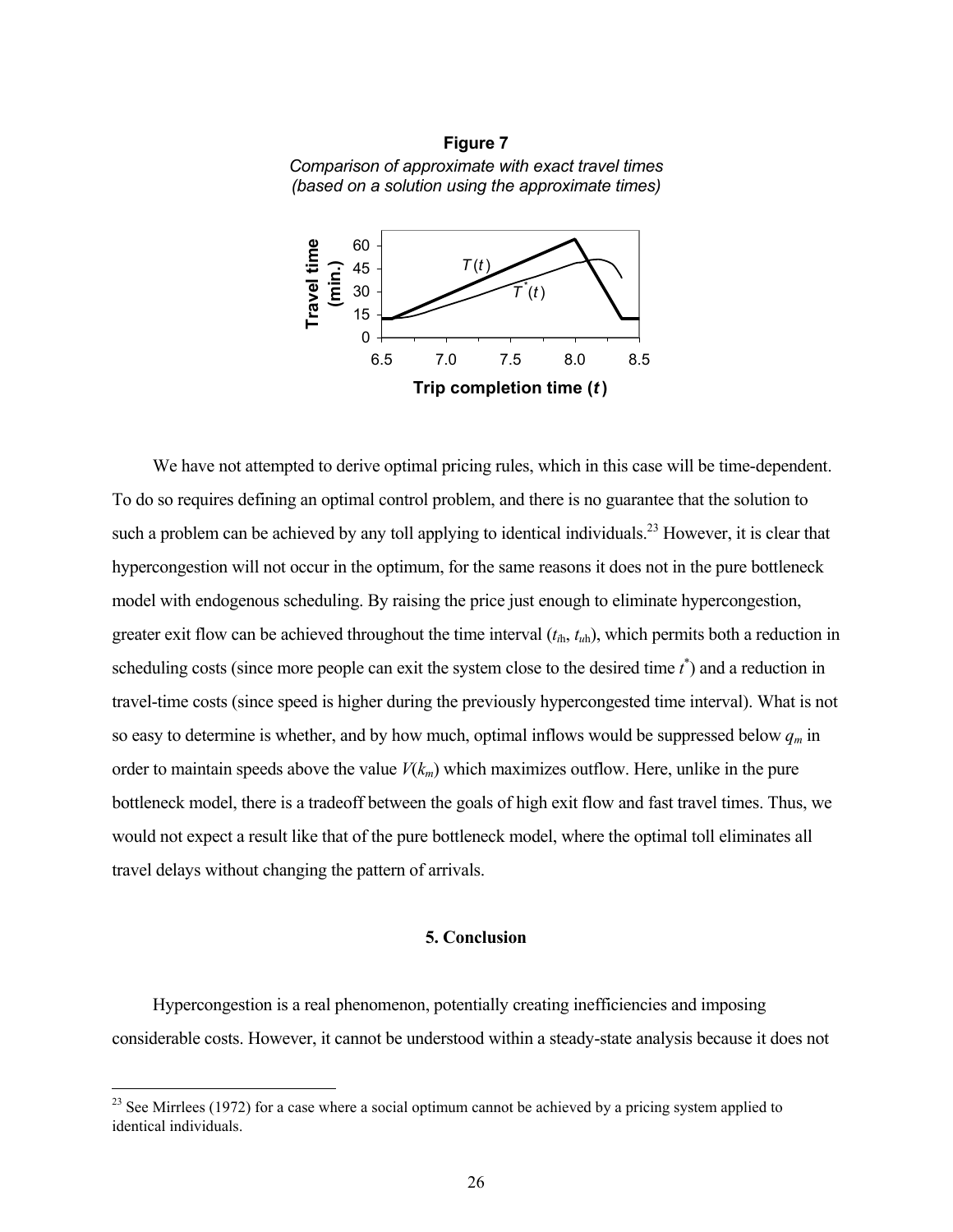**Figure 7**

*Comparison of approximate with exact travel times (based on a solution using the approximate times)*

We have not attempted to derive optimal pricing rules, which in this case will be time-dependent. To do so requires defining an optimal control problem, and there is no guarantee that the solution to such a problem can be achieved by any toll applying to identical individuals.[23] However, it is clear that hypercongestion will not occur in the optimum, for the same reasons it does not in the pure bottleneck model with endogenous scheduling. By raising the price just enough to eliminate hypercongestion, greater exit flow can be achieved throughout the time interval ($t_{ih}$, $t_{uh}$), which permits both a reduction in scheduling costs (since more people can exit the system close to the desired time $t^*$) and a reduction in travel-time costs (since speed is higher during the previously hypercongested time interval). What is not so easy to determine is whether, and by how much, optimal inflows would be suppressed below $q_m$ in order to maintain speeds above the value $V(k_m)$ which maximizes outflow. Here, unlike in the pure bottleneck model, there is a tradeoff between the goals of high exit flow and fast travel times. Thus, we would not expect a result like that of the pure bottleneck model, where the optimal toll eliminates all travel delays without changing the pattern of arrivals.

## 5. Conclusion

Hypercongestion is a real phenomenon, potentially creating inefficiencies and imposing considerable costs. However, it cannot be understood within a steady-state analysis because it does not

---

[23] See Mirrlees (1972) for a case where a social optimum cannot be achieved by a pricing system applied to identical individuals.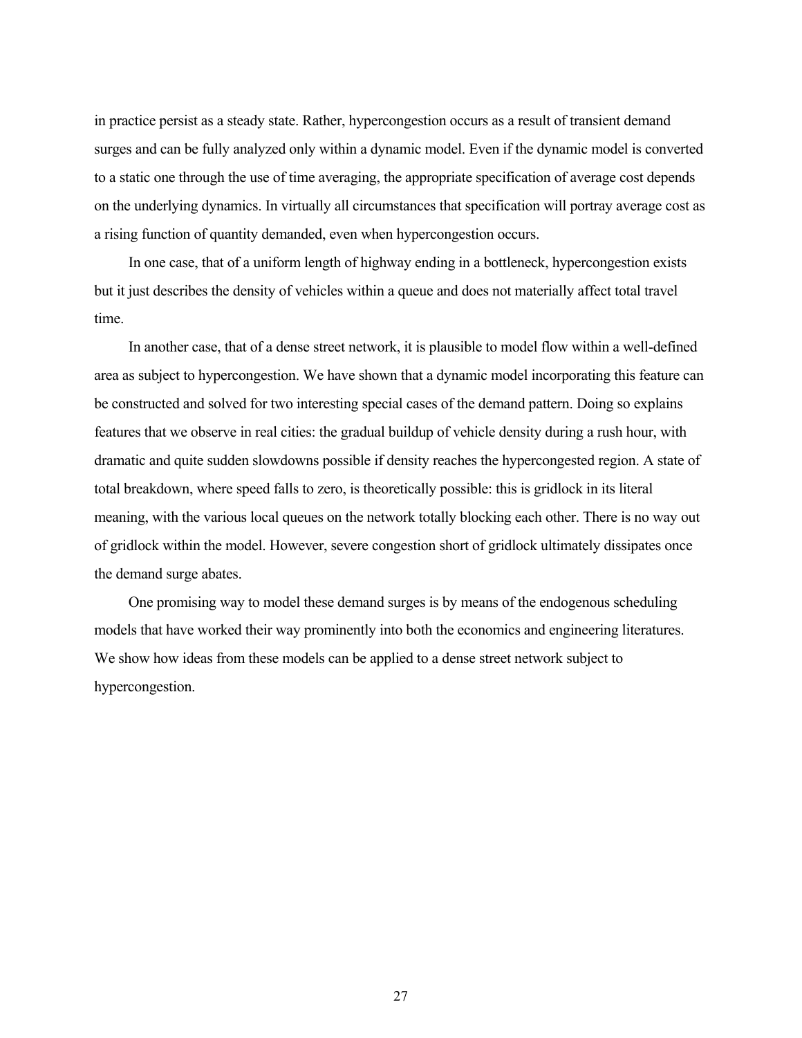in practice persist as a steady state. Rather, hypercongestion occurs as a result of transient demand surges and can be fully analyzed only within a dynamic model. Even if the dynamic model is converted to a static one through the use of time averaging, the appropriate specification of average cost depends on the underlying dynamics. In virtually all circumstances that specification will portray average cost as a rising function of quantity demanded, even when hypercongestion occurs.

In one case, that of a uniform length of highway ending in a bottleneck, hypercongestion exists but it just describes the density of vehicles within a queue and does not materially affect total travel time.

In another case, that of a dense street network, it is plausible to model flow within a well-defined area as subject to hypercongestion. We have shown that a dynamic model incorporating this feature can be constructed and solved for two interesting special cases of the demand pattern. Doing so explains features that we observe in real cities: the gradual buildup of vehicle density during a rush hour, with dramatic and quite sudden slowdowns possible if density reaches the hypercongested region. A state of total breakdown, where speed falls to zero, is theoretically possible: this is gridlock in its literal meaning, with the various local queues on the network totally blocking each other. There is no way out of gridlock within the model. However, severe congestion short of gridlock ultimately dissipates once the demand surge abates.

One promising way to model these demand surges is by means of the endogenous scheduling models that have worked their way prominently into both the economics and engineering literatures. We show how ideas from these models can be applied to a dense street network subject to hypercongestion.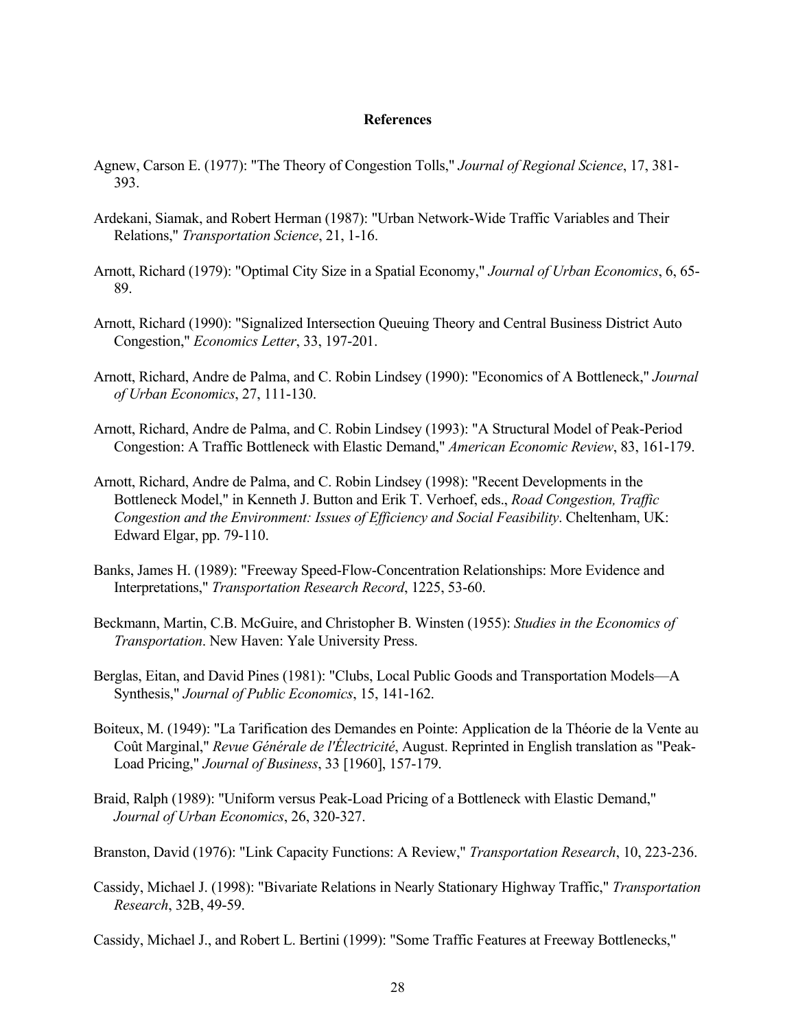## References

Agnew, Carson E. (1977): "The Theory of Congestion Tolls," *Journal of Regional Science*, 17, 381-393.

Ardekani, Siamak, and Robert Herman (1987): "Urban Network-Wide Traffic Variables and Their Relations," *Transportation Science*, 21, 1-16.

Arnott, Richard (1979): "Optimal City Size in a Spatial Economy," *Journal of Urban Economics*, 6, 65-89.

Arnott, Richard (1990): "Signalized Intersection Queuing Theory and Central Business District Auto Congestion," *Economics Letter*, 33, 197-201.

Arnott, Richard, Andre de Palma, and C. Robin Lindsey (1990): "Economics of A Bottleneck," *Journal of Urban Economics*, 27, 111-130.

Arnott, Richard, Andre de Palma, and C. Robin Lindsey (1993): "A Structural Model of Peak-Period Congestion: A Traffic Bottleneck with Elastic Demand," *American Economic Review*, 83, 161-179.

Arnott, Richard, Andre de Palma, and C. Robin Lindsey (1998): "Recent Developments in the Bottleneck Model," in Kenneth J. Button and Erik T. Verhoef, eds., *Road Congestion, Traffic Congestion and the Environment: Issues of Efficiency and Social Feasibility*. Cheltenham, UK: Edward Elgar, pp. 79-110.

Banks, James H. (1989): "Freeway Speed-Flow-Concentration Relationships: More Evidence and Interpretations," *Transportation Research Record*, 1225, 53-60.

Beckmann, Martin, C.B. McGuire, and Christopher B. Winsten (1955): *Studies in the Economics of Transportation*. New Haven: Yale University Press.

Berglas, Eitan, and David Pines (1981): "Clubs, Local Public Goods and Transportation Models—A Synthesis," *Journal of Public Economics*, 15, 141-162.

Boiteux, M. (1949): "La Tarification des Demandes en Pointe: Application de la Théorie de la Vente au Coût Marginal," *Revue Générale de l'Électricité*, August. Reprinted in English translation as "Peak-Load Pricing," *Journal of Business*, 33 [1960], 157-179.

Braid, Ralph (1989): "Uniform versus Peak-Load Pricing of a Bottleneck with Elastic Demand," *Journal of Urban Economics*, 26, 320-327.

Branston, David (1976): "Link Capacity Functions: A Review," *Transportation Research*, 10, 223-236.

Cassidy, Michael J. (1998): "Bivariate Relations in Nearly Stationary Highway Traffic," *Transportation Research*, 32B, 49-59.

Cassidy, Michael J., and Robert L. Bertini (1999): "Some Traffic Features at Freeway Bottlenecks,"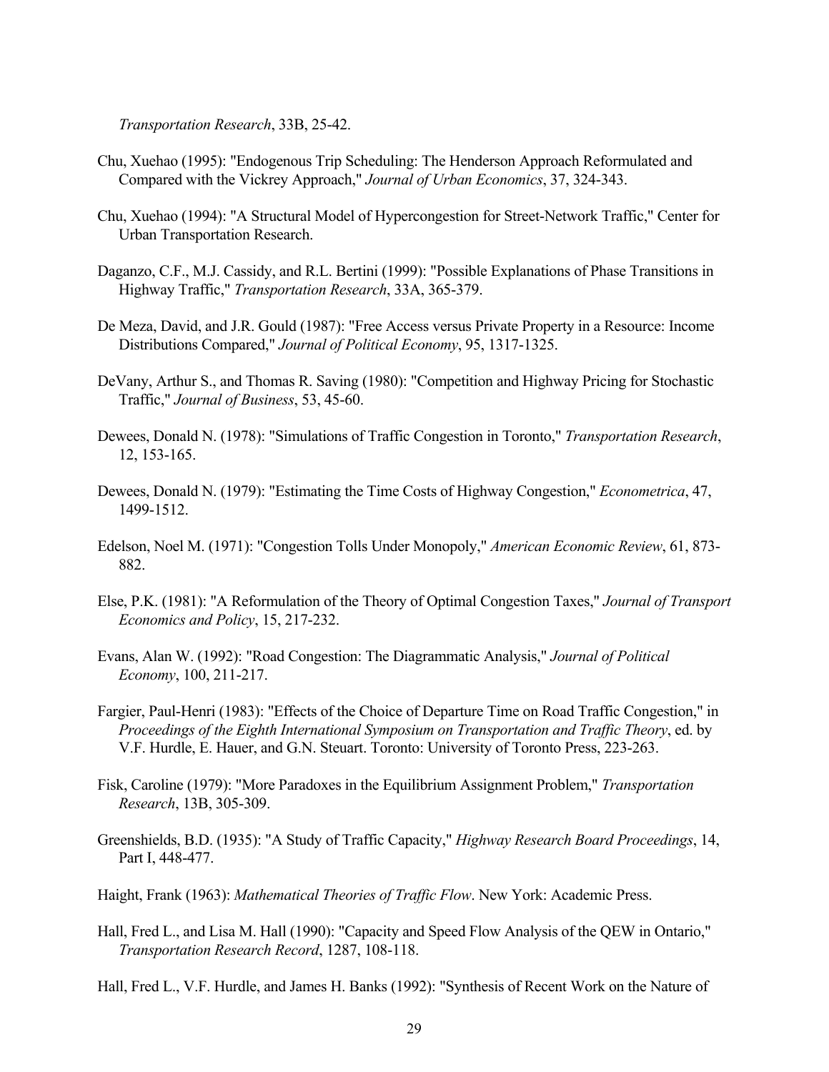*Transportation Research*, 33B, 25-42.

Chu, Xuehao (1995): "Endogenous Trip Scheduling: The Henderson Approach Reformulated and Compared with the Vickrey Approach," *Journal of Urban Economics*, 37, 324-343.

Chu, Xuehao (1994): "A Structural Model of Hypercongestion for Street-Network Traffic," Center for Urban Transportation Research.

Daganzo, C.F., M.J. Cassidy, and R.L. Bertini (1999): "Possible Explanations of Phase Transitions in Highway Traffic," *Transportation Research*, 33A, 365-379.

De Meza, David, and J.R. Gould (1987): "Free Access versus Private Property in a Resource: Income Distributions Compared," *Journal of Political Economy*, 95, 1317-1325.

DeVany, Arthur S., and Thomas R. Saving (1980): "Competition and Highway Pricing for Stochastic Traffic," *Journal of Business*, 53, 45-60.

Dewees, Donald N. (1978): "Simulations of Traffic Congestion in Toronto," *Transportation Research*, 12, 153-165.

Dewees, Donald N. (1979): "Estimating the Time Costs of Highway Congestion," *Econometrica*, 47, 1499-1512.

Edelson, Noel M. (1971): "Congestion Tolls Under Monopoly," *American Economic Review*, 61, 873-882.

Else, P.K. (1981): "A Reformulation of the Theory of Optimal Congestion Taxes," *Journal of Transport Economics and Policy*, 15, 217-232.

Evans, Alan W. (1992): "Road Congestion: The Diagrammatic Analysis," *Journal of Political Economy*, 100, 211-217.

Fargier, Paul-Henri (1983): "Effects of the Choice of Departure Time on Road Traffic Congestion," in *Proceedings of the Eighth International Symposium on Transportation and Traffic Theory*, ed. by V.F. Hurdle, E. Hauer, and G.N. Steuart. Toronto: University of Toronto Press, 223-263.

Fisk, Caroline (1979): "More Paradoxes in the Equilibrium Assignment Problem," *Transportation Research*, 13B, 305-309.

Greenshields, B.D. (1935): "A Study of Traffic Capacity," *Highway Research Board Proceedings*, 14, Part I, 448-477.

Haight, Frank (1963): *Mathematical Theories of Traffic Flow*. New York: Academic Press.

Hall, Fred L., and Lisa M. Hall (1990): "Capacity and Speed Flow Analysis of the QEW in Ontario," *Transportation Research Record*, 1287, 108-118.

Hall, Fred L., V.F. Hurdle, and James H. Banks (1992): "Synthesis of Recent Work on the Nature of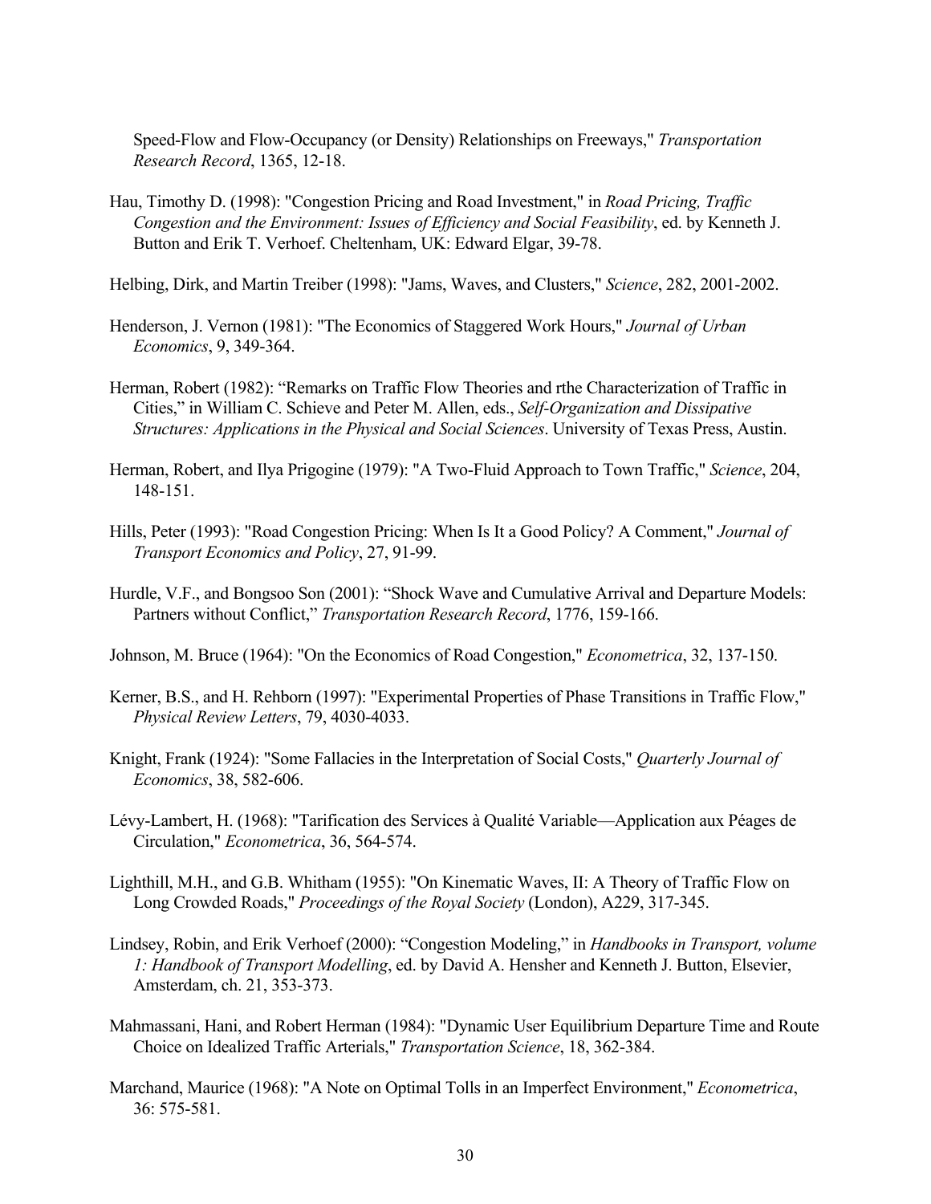Speed-Flow and Flow-Occupancy (or Density) Relationships on Freeways," *Transportation Research Record*, 1365, 12-18.

Hau, Timothy D. (1998): "Congestion Pricing and Road Investment," in *Road Pricing, Traffic Congestion and the Environment: Issues of Efficiency and Social Feasibility*, ed. by Kenneth J. Button and Erik T. Verhoef. Cheltenham, UK: Edward Elgar, 39-78.

Helbing, Dirk, and Martin Treiber (1998): "Jams, Waves, and Clusters," *Science*, 282, 2001-2002.

Henderson, J. Vernon (1981): "The Economics of Staggered Work Hours," *Journal of Urban Economics*, 9, 349-364.

Herman, Robert (1982): "Remarks on Traffic Flow Theories and rthe Characterization of Traffic in Cities," in William C. Schieve and Peter M. Allen, eds., *Self-Organization and Dissipative Structures: Applications in the Physical and Social Sciences*. University of Texas Press, Austin.

Herman, Robert, and Ilya Prigogine (1979): "A Two-Fluid Approach to Town Traffic," *Science*, 204, 148-151.

Hills, Peter (1993): "Road Congestion Pricing: When Is It a Good Policy? A Comment," *Journal of Transport Economics and Policy*, 27, 91-99.

Hurdle, V.F., and Bongsoo Son (2001): "Shock Wave and Cumulative Arrival and Departure Models: Partners without Conflict," *Transportation Research Record*, 1776, 159-166.

Johnson, M. Bruce (1964): "On the Economics of Road Congestion," *Econometrica*, 32, 137-150.

Kerner, B.S., and H. Rehborn (1997): "Experimental Properties of Phase Transitions in Traffic Flow," *Physical Review Letters*, 79, 4030-4033.

Knight, Frank (1924): "Some Fallacies in the Interpretation of Social Costs," *Quarterly Journal of Economics*, 38, 582-606.

Lévy-Lambert, H. (1968): "Tarification des Services à Qualité Variable—Application aux Péages de Circulation," *Econometrica*, 36, 564-574.

Lighthill, M.H., and G.B. Whitham (1955): "On Kinematic Waves, II: A Theory of Traffic Flow on Long Crowded Roads," *Proceedings of the Royal Society* (London), A229, 317-345.

Lindsey, Robin, and Erik Verhoef (2000): "Congestion Modeling," in *Handbooks in Transport, volume 1: Handbook of Transport Modelling*, ed. by David A. Hensher and Kenneth J. Button, Elsevier, Amsterdam, ch. 21, 353-373.

Mahmassani, Hani, and Robert Herman (1984): "Dynamic User Equilibrium Departure Time and Route Choice on Idealized Traffic Arterials," *Transportation Science*, 18, 362-384.

Marchand, Maurice (1968): "A Note on Optimal Tolls in an Imperfect Environment," *Econometrica*, 36: 575-581.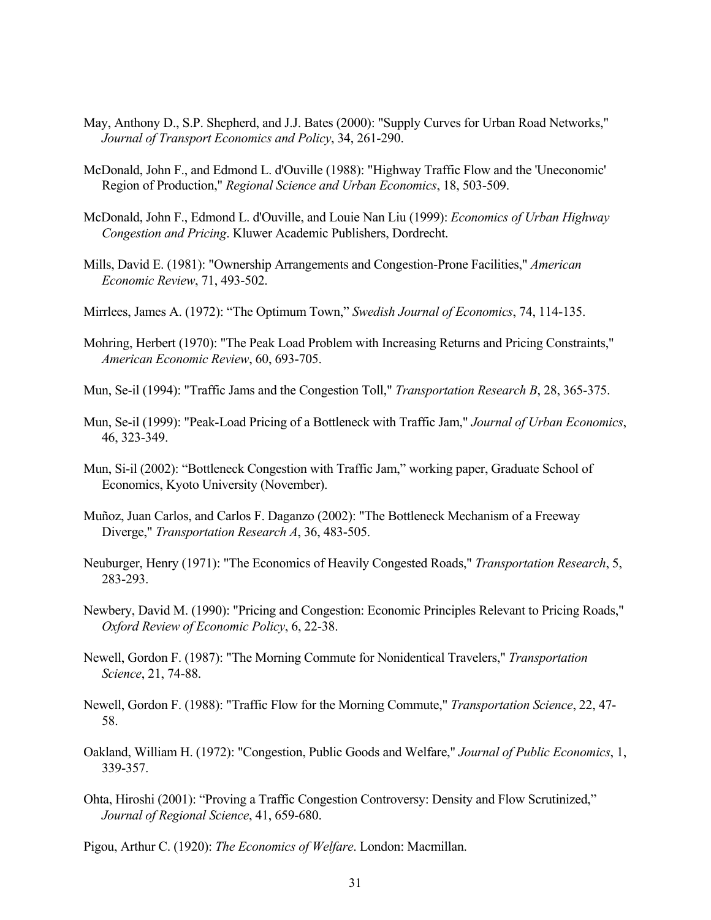May, Anthony D., S.P. Shepherd, and J.J. Bates (2000): "Supply Curves for Urban Road Networks," *Journal of Transport Economics and Policy*, 34, 261-290.

McDonald, John F., and Edmond L. d'Ouville (1988): "Highway Traffic Flow and the 'Uneconomic' Region of Production," *Regional Science and Urban Economics*, 18, 503-509.

McDonald, John F., Edmond L. d'Ouville, and Louie Nan Liu (1999): *Economics of Urban Highway Congestion and Pricing*. Kluwer Academic Publishers, Dordrecht.

Mills, David E. (1981): "Ownership Arrangements and Congestion-Prone Facilities," *American Economic Review*, 71, 493-502.

Mirrlees, James A. (1972): "The Optimum Town," *Swedish Journal of Economics*, 74, 114-135.

Mohring, Herbert (1970): "The Peak Load Problem with Increasing Returns and Pricing Constraints," *American Economic Review*, 60, 693-705.

Mun, Se-il (1994): "Traffic Jams and the Congestion Toll," *Transportation Research B*, 28, 365-375.

Mun, Se-il (1999): "Peak-Load Pricing of a Bottleneck with Traffic Jam," *Journal of Urban Economics*, 46, 323-349.

Mun, Si-il (2002): "Bottleneck Congestion with Traffic Jam," working paper, Graduate School of Economics, Kyoto University (November).

Muñoz, Juan Carlos, and Carlos F. Daganzo (2002): "The Bottleneck Mechanism of a Freeway Diverge," *Transportation Research A*, 36, 483-505.

Neuburger, Henry (1971): "The Economics of Heavily Congested Roads," *Transportation Research*, 5, 283-293.

Newbery, David M. (1990): "Pricing and Congestion: Economic Principles Relevant to Pricing Roads," *Oxford Review of Economic Policy*, 6, 22-38.

Newell, Gordon F. (1987): "The Morning Commute for Nonidentical Travelers," *Transportation Science*, 21, 74-88.

Newell, Gordon F. (1988): "Traffic Flow for the Morning Commute," *Transportation Science*, 22, 47-58.

Oakland, William H. (1972): "Congestion, Public Goods and Welfare," *Journal of Public Economics*, 1, 339-357.

Ohta, Hiroshi (2001): "Proving a Traffic Congestion Controversy: Density and Flow Scrutinized," *Journal of Regional Science*, 41, 659-680.

Pigou, Arthur C. (1920): *The Economics of Welfare*. London: Macmillan.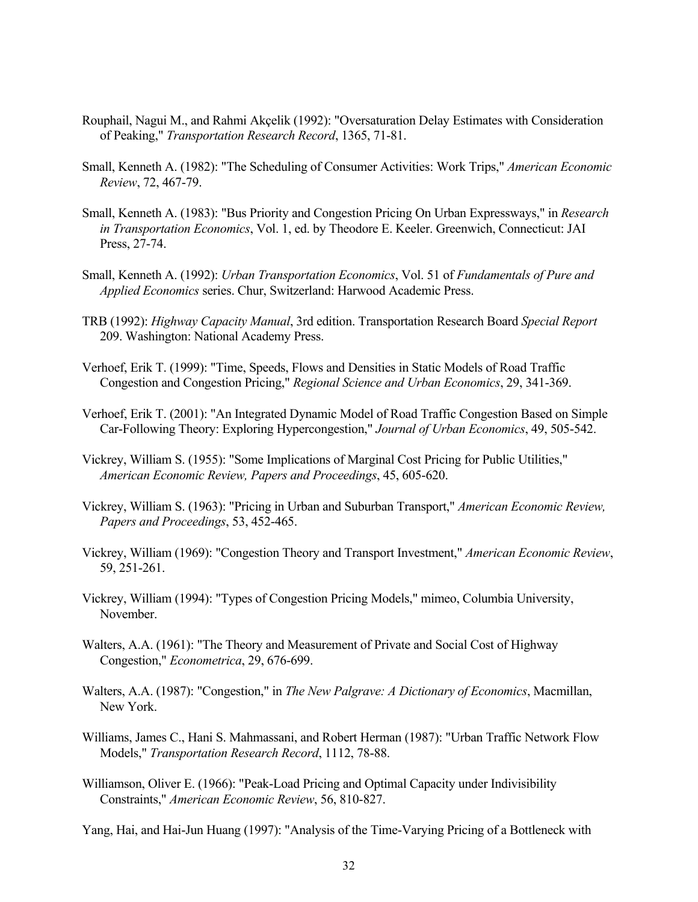Rouphail, Nagui M., and Rahmi Akçelik (1992): "Oversaturation Delay Estimates with Consideration of Peaking," *Transportation Research Record*, 1365, 71-81.

Small, Kenneth A. (1982): "The Scheduling of Consumer Activities: Work Trips," *American Economic Review*, 72, 467-79.

Small, Kenneth A. (1983): "Bus Priority and Congestion Pricing On Urban Expressways," in *Research in Transportation Economics*, Vol. 1, ed. by Theodore E. Keeler. Greenwich, Connecticut: JAI Press, 27-74.

Small, Kenneth A. (1992): *Urban Transportation Economics*, Vol. 51 of *Fundamentals of Pure and Applied Economics* series. Chur, Switzerland: Harwood Academic Press.

TRB (1992): *Highway Capacity Manual*, 3rd edition. Transportation Research Board *Special Report* 209. Washington: National Academy Press.

Verhoef, Erik T. (1999): "Time, Speeds, Flows and Densities in Static Models of Road Traffic Congestion and Congestion Pricing," *Regional Science and Urban Economics*, 29, 341-369.

Verhoef, Erik T. (2001): "An Integrated Dynamic Model of Road Traffic Congestion Based on Simple Car-Following Theory: Exploring Hypercongestion," *Journal of Urban Economics*, 49, 505-542.

Vickrey, William S. (1955): "Some Implications of Marginal Cost Pricing for Public Utilities," *American Economic Review, Papers and Proceedings*, 45, 605-620.

Vickrey, William S. (1963): "Pricing in Urban and Suburban Transport," *American Economic Review, Papers and Proceedings*, 53, 452-465.

Vickrey, William (1969): "Congestion Theory and Transport Investment," *American Economic Review*, 59, 251-261.

Vickrey, William (1994): "Types of Congestion Pricing Models," mimeo, Columbia University, November.

Walters, A.A. (1961): "The Theory and Measurement of Private and Social Cost of Highway Congestion," *Econometrica*, 29, 676-699.

Walters, A.A. (1987): "Congestion," in *The New Palgrave: A Dictionary of Economics*, Macmillan, New York.

Williams, James C., Hani S. Mahmassani, and Robert Herman (1987): "Urban Traffic Network Flow Models," *Transportation Research Record*, 1112, 78-88.

Williamson, Oliver E. (1966): "Peak-Load Pricing and Optimal Capacity under Indivisibility Constraints," *American Economic Review*, 56, 810-827.

Yang, Hai, and Hai-Jun Huang (1997): "Analysis of the Time-Varying Pricing of a Bottleneck with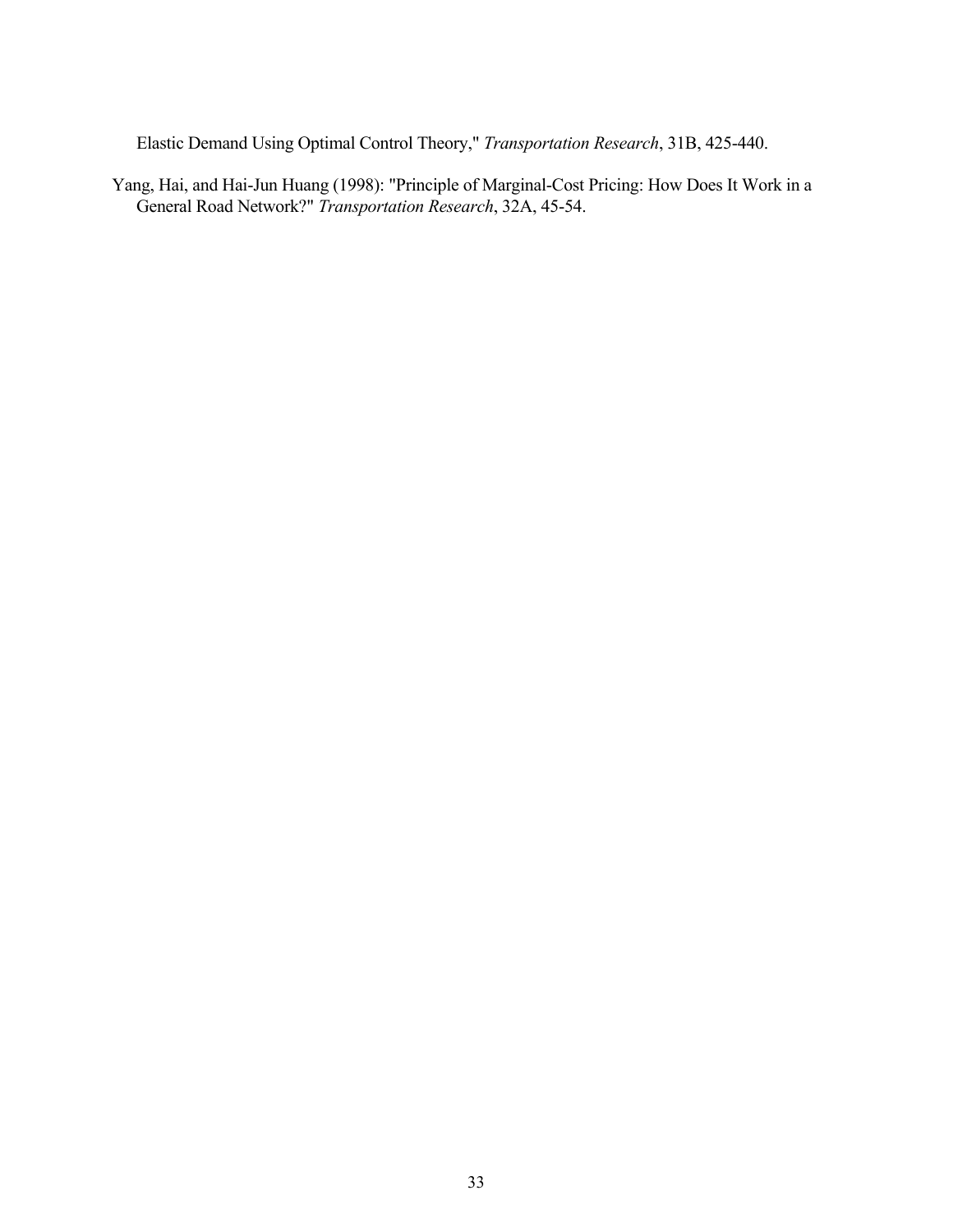Elastic Demand Using Optimal Control Theory," *Transportation Research*, 31B, 425-440.

Yang, Hai, and Hai-Jun Huang (1998): "Principle of Marginal-Cost Pricing: How Does It Work in a General Road Network?" *Transportation Research*, 32A, 45-54.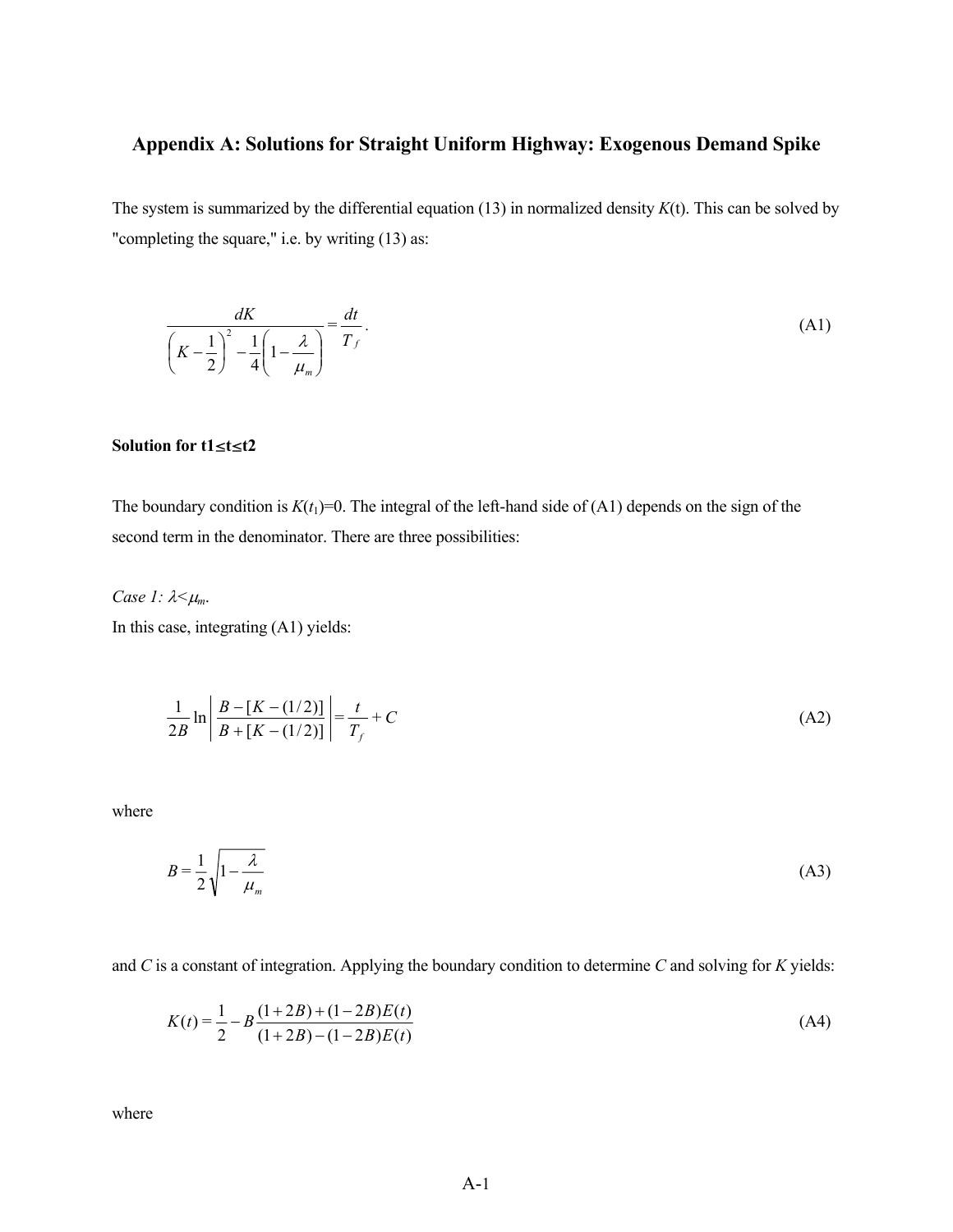## Appendix A: Solutions for Straight Uniform Highway: Exogenous Demand Spike

The system is summarized by the differential equation (13) in normalized density $K$(t). This can be solved by "completing the square," i.e. by writing (13) as:

$$\frac{dK}{\left(K-\frac{1}{2}\right)^2-\frac{1}{4}\left(1-\frac{\lambda}{\mu_m}\right)}=\frac{dt}{T_f}. \tag{A1}$$

**Solution for t1≤t≤t2**

The boundary condition is $K(t_1)=0$. The integral of the left-hand side of (A1) depends on the sign of the second term in the denominator. There are three possibilities:

*Case 1:* $\lambda<\mu_m$.

In this case, integrating (A1) yields:

$$\frac{1}{2B}\ln\left|\frac{B-[K-(1/2)]}{B+[K-(1/2)]}\right|=\frac{t}{T_f}+C \tag{A2}$$

where

$$B=\frac{1}{2}\sqrt{1-\frac{\lambda}{\mu_m}} \tag{A3}$$

and $C$ is a constant of integration. Applying the boundary condition to determine $C$ and solving for $K$ yields:

$$K(t)=\frac{1}{2}-B\frac{(1+2B)+(1-2B)E(t)}{(1+2B)-(1-2B)E(t)} \tag{A4}$$

where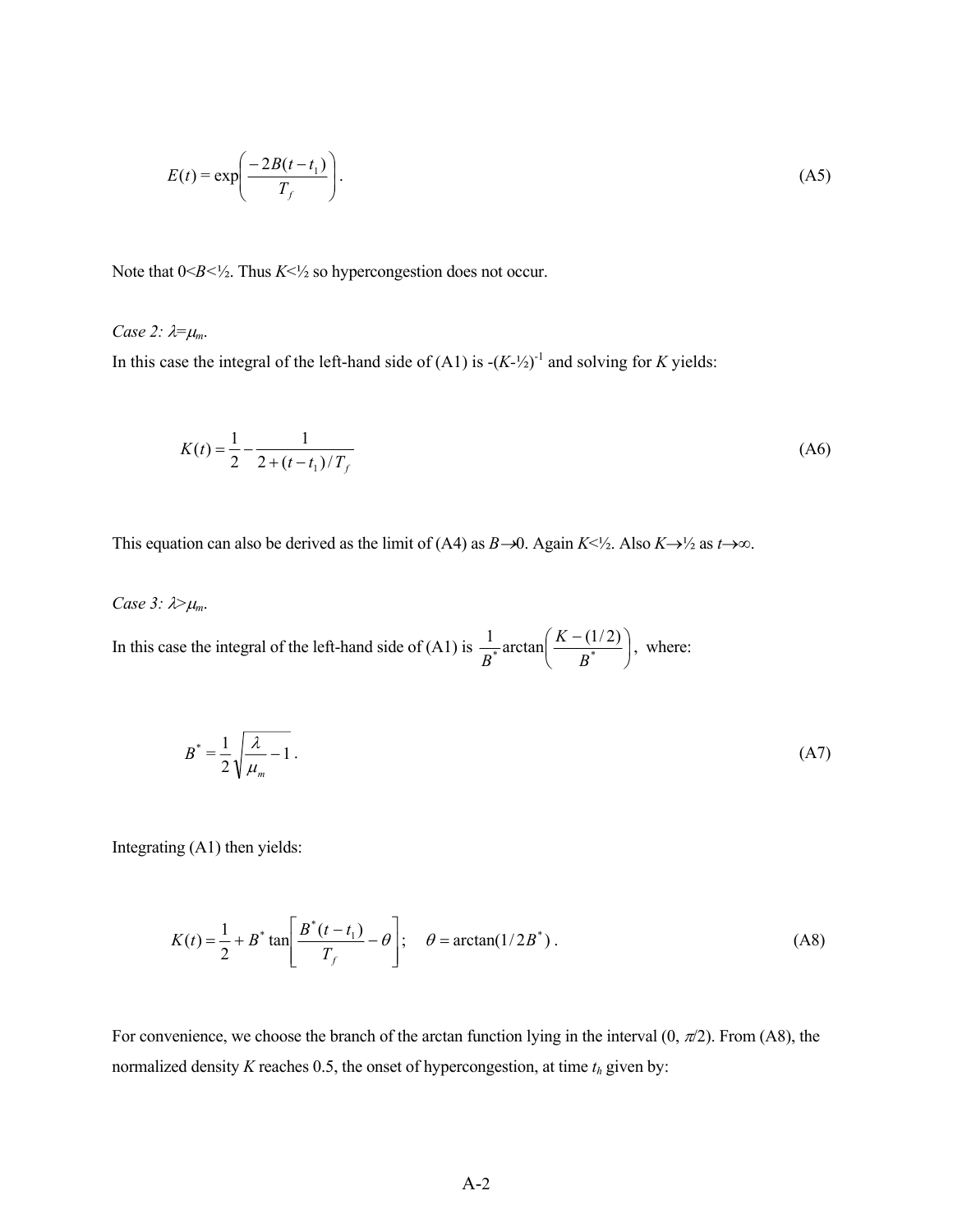$$E(t) = \exp\left(\frac{-2B(t-t_1)}{T_f}\right). \tag{A5}$$

Note that $0<B<½$. Thus $K<½$ so hypercongestion does not occur.

*Case 2:* $\lambda = \mu_m$.

In this case the integral of the left-hand side of (A1) is $-(K-½)^{-1}$ and solving for $K$ yields:

$$K(t) = \frac{1}{2} - \frac{1}{2 + (t-t_1)/T_f} \tag{A6}$$

This equation can also be derived as the limit of (A4) as $B \rightarrow 0$. Again $K<½$. Also $K \rightarrow ½$ as $t \rightarrow \infty$.

*Case 3:* $\lambda > \mu_m$.

In this case the integral of the left-hand side of (A1) is $\frac{1}{B^*}\arctan\left(\frac{K-(1/2)}{B^*}\right)$, where:

$$B^* = \frac{1}{2}\sqrt{\frac{\lambda}{\mu_m} - 1}\,. \tag{A7}$$

Integrating (A1) then yields:

$$K(t) = \frac{1}{2} + B^* \tan\left[\frac{B^*(t-t_1)}{T_f} - \theta\right]; \quad \theta = \arctan(1/2B^*)\,. \tag{A8}$$

For convenience, we choose the branch of the arctan function lying in the interval $(0, \pi/2)$. From (A8), the normalized density $K$ reaches 0.5, the onset of hypercongestion, at time $t_h$ given by: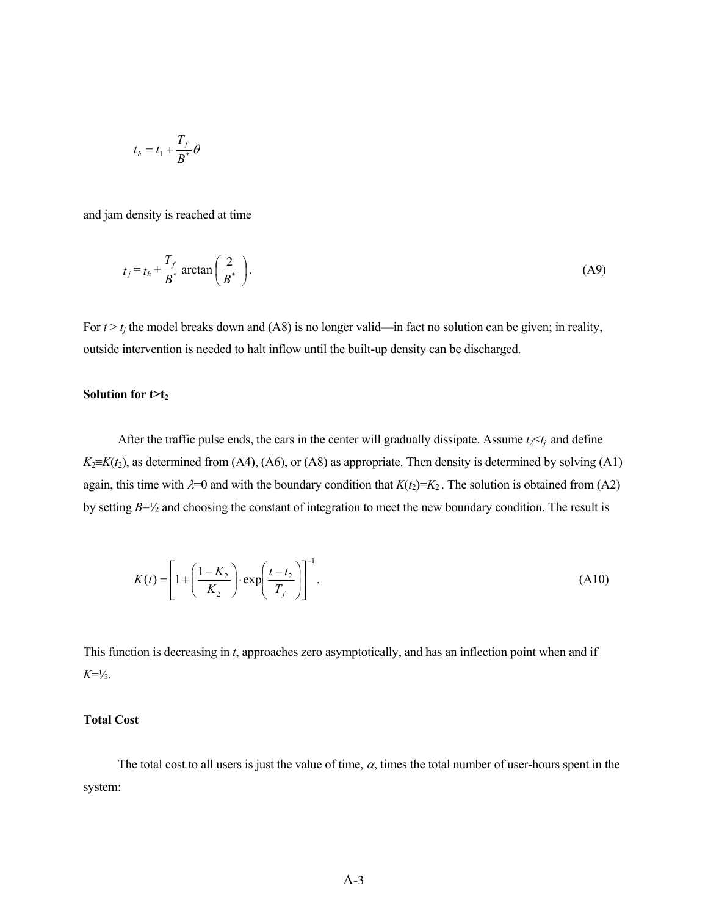$$t_h = t_1 + \frac{T_f}{B^*}\theta$$

and jam density is reached at time

$$t_j = t_h + \frac{T_f}{B^*}\arctan\left(\frac{2}{B^*}\right). \tag{A9}$$

For $t > t_j$ the model breaks down and (A8) is no longer valid—in fact no solution can be given; in reality, outside intervention is needed to halt inflow until the built-up density can be discharged.

**Solution for t>t$_2$**

After the traffic pulse ends, the cars in the center will gradually dissipate. Assume $t_2 < t_j$ and define $K_2 \equiv K(t_2)$, as determined from (A4), (A6), or (A8) as appropriate. Then density is determined by solving (A1) again, this time with $\lambda=0$ and with the boundary condition that $K(t_2)=K_2$. The solution is obtained from (A2) by setting $B=½$ and choosing the constant of integration to meet the new boundary condition. The result is

$$K(t) = \left[1 + \left(\frac{1-K_2}{K_2}\right) \cdot \exp\left(\frac{t-t_2}{T_f}\right)\right]^{-1}. \tag{A10}$$

This function is decreasing in $t$, approaches zero asymptotically, and has an inflection point when and if $K=½$.

**Total Cost**

The total cost to all users is just the value of time, $\alpha$, times the total number of user-hours spent in the system: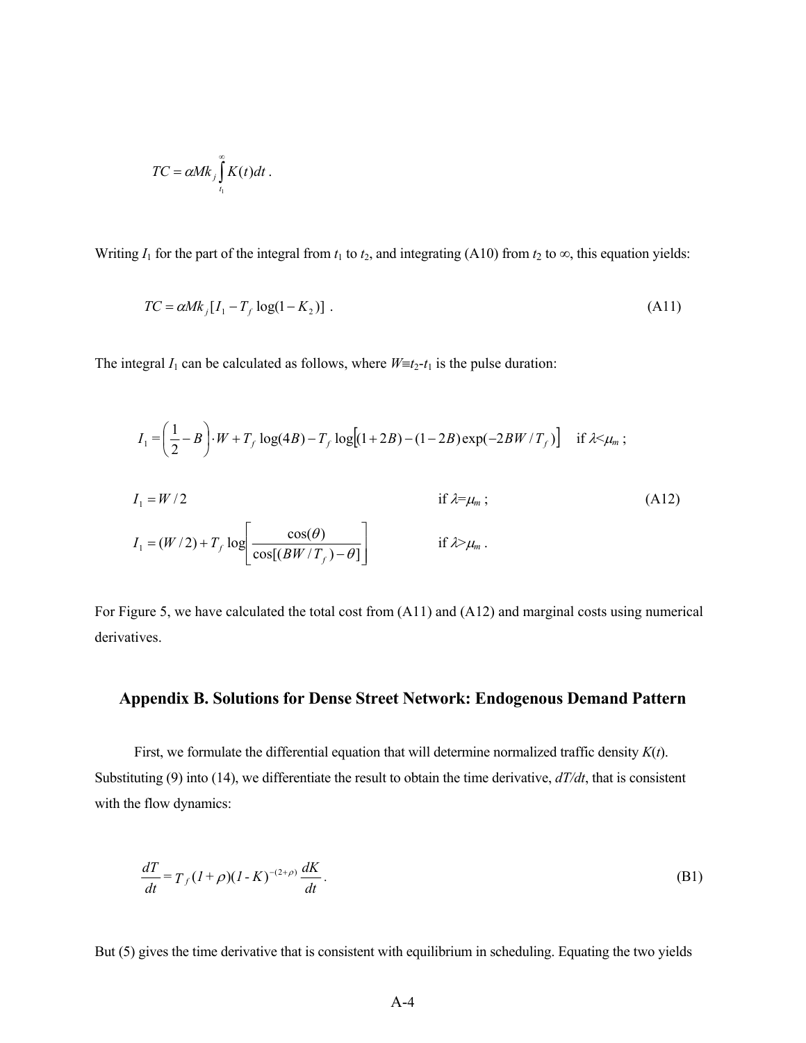$$TC = \alpha M k_j \int_{t_1}^{\infty} K(t) dt \; .$$

Writing $I_1$ for the part of the integral from $t_1$ to $t_2$, and integrating (A10) from $t_2$ to $\infty$, this equation yields:

$$TC = \alpha M k_j [I_1 - T_f \log(1 - K_2)] \; . \tag{A11}$$

The integral $I_1$ can be calculated as follows, where $W \equiv t_2 - t_1$ is the pulse duration:

$$I_1 = \left(\frac{1}{2} - B\right) \cdot W + T_f \log(4B) - T_f \log\left[(1+2B) - (1-2B)\exp(-2BW/T_f)\right] \quad \text{if } \lambda < \mu_m \; ;$$

$$I_1 = W/2 \qquad \text{if } \lambda = \mu_m \; ; \tag{A12}$$

$$I_1 = (W/2) + T_f \log\left[\frac{\cos(\theta)}{\cos[(BW/T_f) - \theta]}\right] \qquad \text{if } \lambda > \mu_m \; .$$

For Figure 5, we have calculated the total cost from (A11) and (A12) and marginal costs using numerical derivatives.

## Appendix B. Solutions for Dense Street Network: Endogenous Demand Pattern

First, we formulate the differential equation that will determine normalized traffic density $K(t)$. Substituting (9) into (14), we differentiate the result to obtain the time derivative, $dT/dt$, that is consistent with the flow dynamics:

$$\frac{dT}{dt} = T_f (1 + \rho)(1 - K)^{-(2+\rho)} \frac{dK}{dt} \; . \tag{B1}$$

But (5) gives the time derivative that is consistent with equilibrium in scheduling. Equating the two yields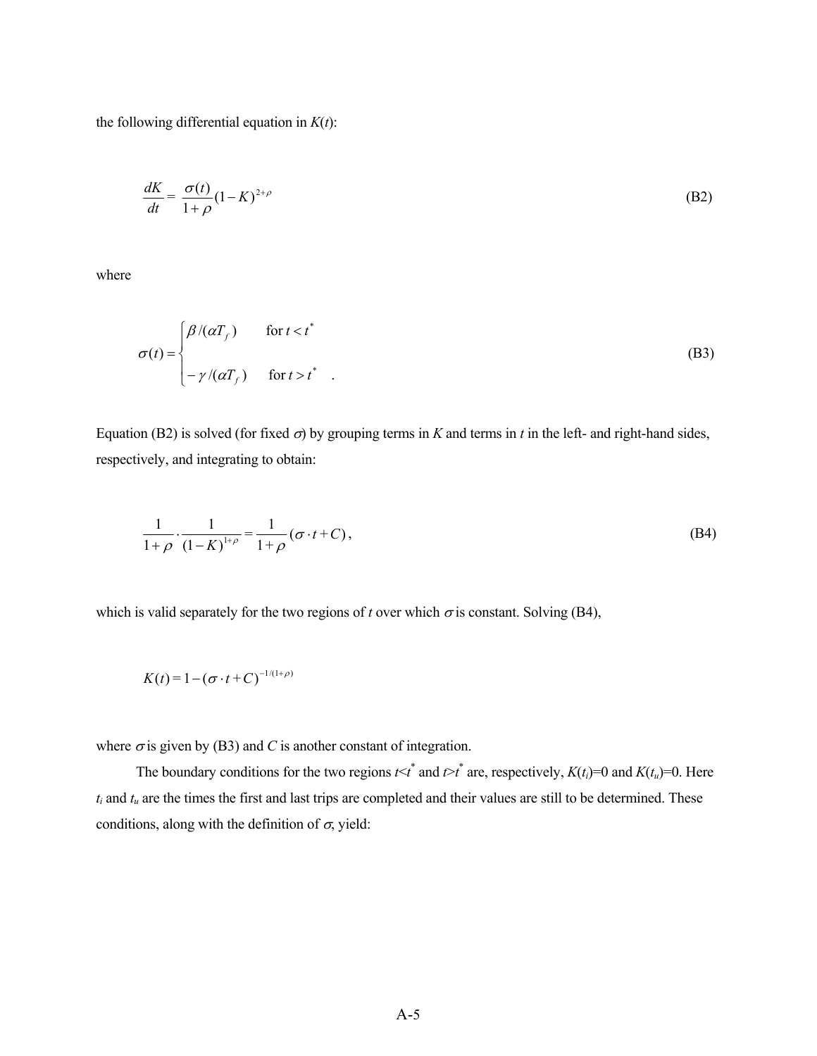the following differential equation in $K(t)$:

$$\frac{dK}{dt} = \frac{\sigma(t)}{1+\rho}(1-K)^{2+\rho} \tag{B2}$$

where

$$\sigma(t) = \begin{cases} \beta/(\alpha T_f) & \text{for } t < t^* \\ -\gamma/(\alpha T_f) & \text{for } t > t^* \end{cases} \quad . \tag{B3}$$

Equation (B2) is solved (for fixed $\sigma$) by grouping terms in $K$ and terms in $t$ in the left- and right-hand sides, respectively, and integrating to obtain:

$$\frac{1}{1+\rho} \cdot \frac{1}{(1-K)^{1+\rho}} = \frac{1}{1+\rho}(\sigma \cdot t + C), \tag{B4}$$

which is valid separately for the two regions of $t$ over which $\sigma$ is constant. Solving (B4),

$$K(t) = 1 - (\sigma \cdot t + C)^{-1/(1+\rho)}$$

where $\sigma$ is given by (B3) and $C$ is another constant of integration.

The boundary conditions for the two regions $t<t^*$ and $t>t^*$ are, respectively, $K(t_i)=0$ and $K(t_u)=0$. Here $t_i$ and $t_u$ are the times the first and last trips are completed and their values are still to be determined. These conditions, along with the definition of $\sigma$, yield: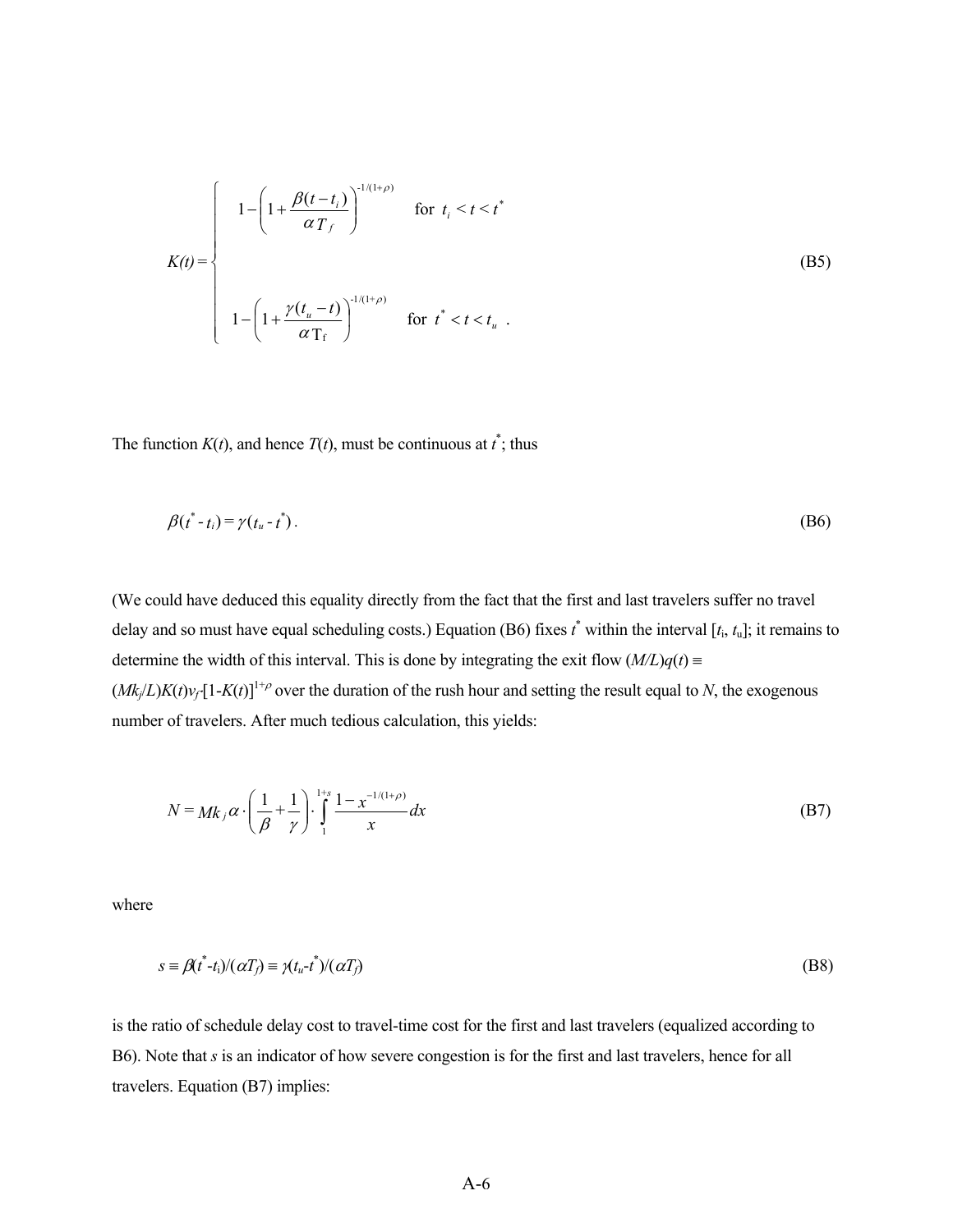$$
K(t) = \begin{cases} 1 - \left(1 + \dfrac{\beta(t - t_i)}{\alpha T_f}\right)^{-1/(1+\rho)} & \text{for } t_i < t < t^* \\ \\ 1 - \left(1 + \dfrac{\gamma(t_u - t)}{\alpha T_f}\right)^{-1/(1+\rho)} & \text{for } t^* < t < t_u \ . \end{cases} \tag{B5}
$$

The function $K(t)$, and hence $T(t)$, must be continuous at $t^*$; thus

$$
\beta(t^* - t_i) = \gamma(t_u - t^*) \, . \tag{B6}
$$

(We could have deduced this equality directly from the fact that the first and last travelers suffer no travel delay and so must have equal scheduling costs.) Equation (B6) fixes $t^*$ within the interval $[t_i, t_u]$; it remains to determine the width of this interval. This is done by integrating the exit flow $(M/L)q(t) \equiv (Mk_j/L)K(t)v_f \cdot [1-K(t)]^{1+\rho}$ over the duration of the rush hour and setting the result equal to $N$, the exogenous number of travelers. After much tedious calculation, this yields:

$$
N = Mk_j \alpha \cdot \left(\frac{1}{\beta} + \frac{1}{\gamma}\right) \cdot \int_1^{1+s} \frac{1 - x^{-1/(1+\rho)}}{x} dx \tag{B7}
$$

where

$$
s \equiv \beta(t^* - t_i)/(\alpha T_f) \equiv \gamma(t_u - t^*)/(\alpha T_f) \tag{B8}
$$

is the ratio of schedule delay cost to travel-time cost for the first and last travelers (equalized according to B6). Note that $s$ is an indicator of how severe congestion is for the first and last travelers, hence for all travelers. Equation (B7) implies: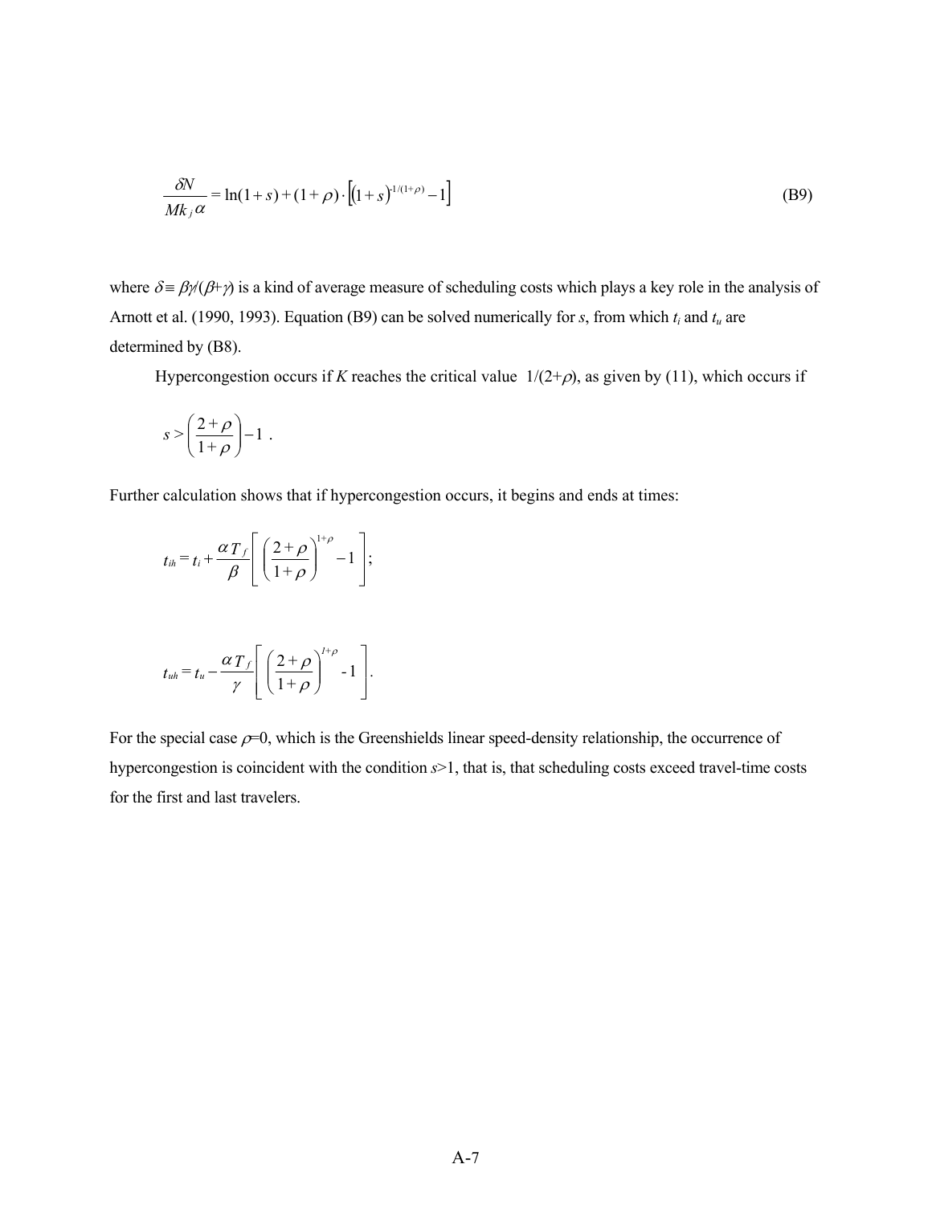$$\frac{\delta N}{M k_j \alpha} = \ln(1+s) + (1+\rho) \cdot \left[ (1+s)^{1/(1+\rho)} - 1 \right] \tag{B9}$$

where $\delta \equiv \beta\gamma/(\beta+\gamma)$ is a kind of average measure of scheduling costs which plays a key role in the analysis of Arnott et al. (1990, 1993). Equation (B9) can be solved numerically for $s$, from which $t_i$ and $t_u$ are determined by (B8).

Hypercongestion occurs if $K$ reaches the critical value $1/(2+\rho)$, as given by (11), which occurs if

$$s > \left( \frac{2+\rho}{1+\rho} \right) - 1 \ .$$

Further calculation shows that if hypercongestion occurs, it begins and ends at times:

$$t_{ih} = t_i + \frac{\alpha T_f}{\beta} \left[ \left( \frac{2+\rho}{1+\rho} \right)^{1+\rho} - 1 \right];$$

$$t_{uh} = t_u - \frac{\alpha T_f}{\gamma} \left[ \left( \frac{2+\rho}{1+\rho} \right)^{1+\rho} - 1 \right].$$

For the special case $\rho=0$, which is the Greenshields linear speed-density relationship, the occurrence of hypercongestion is coincident with the condition $s>1$, that is, that scheduling costs exceed travel-time costs for the first and last travelers.